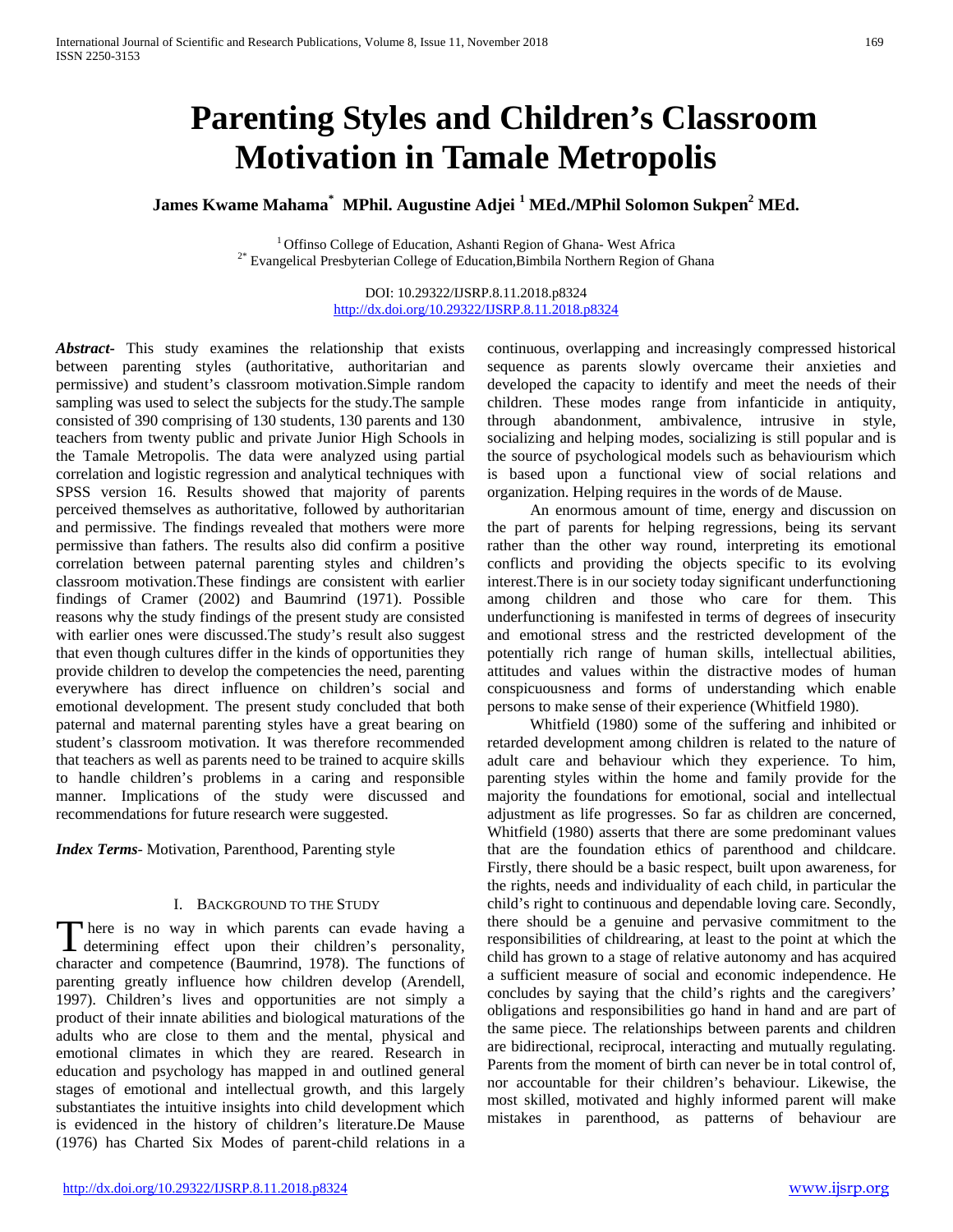# Parenting Styles and Children's Classroom Motivation in Tamale Metropolis

**James Kwame Mahama[*] MPhil. Augustine Adjei [1] MEd./MPhil Solomon Sukpen[2] MEd.**

[1] Offinso College of Education, Ashanti Region of Ghana- West Africa
[2*] Evangelical Presbyterian College of Education,Bimbila Northern Region of Ghana

DOI: 10.29322/IJSRP.8.11.2018.p8324
http://dx.doi.org/10.29322/IJSRP.8.11.2018.p8324

***Abstract-*** This study examines the relationship that exists between parenting styles (authoritative, authoritarian and permissive) and student's classroom motivation.Simple random sampling was used to select the subjects for the study.The sample consisted of 390 comprising of 130 students, 130 parents and 130 teachers from twenty public and private Junior High Schools in the Tamale Metropolis. The data were analyzed using partial correlation and logistic regression and analytical techniques with SPSS version 16. Results showed that majority of parents perceived themselves as authoritative, followed by authoritarian and permissive. The findings revealed that mothers were more permissive than fathers. The results also did confirm a positive correlation between paternal parenting styles and children's classroom motivation.These findings are consistent with earlier findings of Cramer (2002) and Baumrind (1971). Possible reasons why the study findings of the present study are consisted with earlier ones were discussed.The study's result also suggest that even though cultures differ in the kinds of opportunities they provide children to develop the competencies the need, parenting everywhere has direct influence on children's social and emotional development. The present study concluded that both paternal and maternal parenting styles have a great bearing on student's classroom motivation. It was therefore recommended that teachers as well as parents need to be trained to acquire skills to handle children's problems in a caring and responsible manner. Implications of the study were discussed and recommendations for future research were suggested.

***Index Terms*-** Motivation, Parenthood, Parenting style

## I. Background to the Study

There is no way in which parents can evade having a determining effect upon their children's personality, character and competence (Baumrind, 1978). The functions of parenting greatly influence how children develop (Arendell, 1997). Children's lives and opportunities are not simply a product of their innate abilities and biological maturations of the adults who are close to them and the mental, physical and emotional climates in which they are reared. Research in education and psychology has mapped in and outlined general stages of emotional and intellectual growth, and this largely substantiates the intuitive insights into child development which is evidenced in the history of children's literature.De Mause (1976) has Charted Six Modes of parent-child relations in a continuous, overlapping and increasingly compressed historical sequence as parents slowly overcame their anxieties and developed the capacity to identify and meet the needs of their children. These modes range from infanticide in antiquity, through abandonment, ambivalence, intrusive in style, socializing and helping modes, socializing is still popular and is the source of psychological models such as behaviourism which is based upon a functional view of social relations and organization. Helping requires in the words of de Mause.

An enormous amount of time, energy and discussion on the part of parents for helping regressions, being its servant rather than the other way round, interpreting its emotional conflicts and providing the objects specific to its evolving interest.There is in our society today significant underfunctioning among children and those who care for them. This underfunctioning is manifested in terms of degrees of insecurity and emotional stress and the restricted development of the potentially rich range of human skills, intellectual abilities, attitudes and values within the distractive modes of human conspicuousness and forms of understanding which enable persons to make sense of their experience (Whitfield 1980).

Whitfield (1980) some of the suffering and inhibited or retarded development among children is related to the nature of adult care and behaviour which they experience. To him, parenting styles within the home and family provide for the majority the foundations for emotional, social and intellectual adjustment as life progresses. So far as children are concerned, Whitfield (1980) asserts that there are some predominant values that are the foundation ethics of parenthood and childcare. Firstly, there should be a basic respect, built upon awareness, for the rights, needs and individuality of each child, in particular the child's right to continuous and dependable loving care. Secondly, there should be a genuine and pervasive commitment to the responsibilities of childrearing, at least to the point at which the child has grown to a stage of relative autonomy and has acquired a sufficient measure of social and economic independence. He concludes by saying that the child's rights and the caregivers' obligations and responsibilities go hand in hand and are part of the same piece. The relationships between parents and children are bidirectional, reciprocal, interacting and mutually regulating. Parents from the moment of birth can never be in total control of, nor accountable for their children's behaviour. Likewise, the most skilled, motivated and highly informed parent will make mistakes in parenthood, as patterns of behaviour are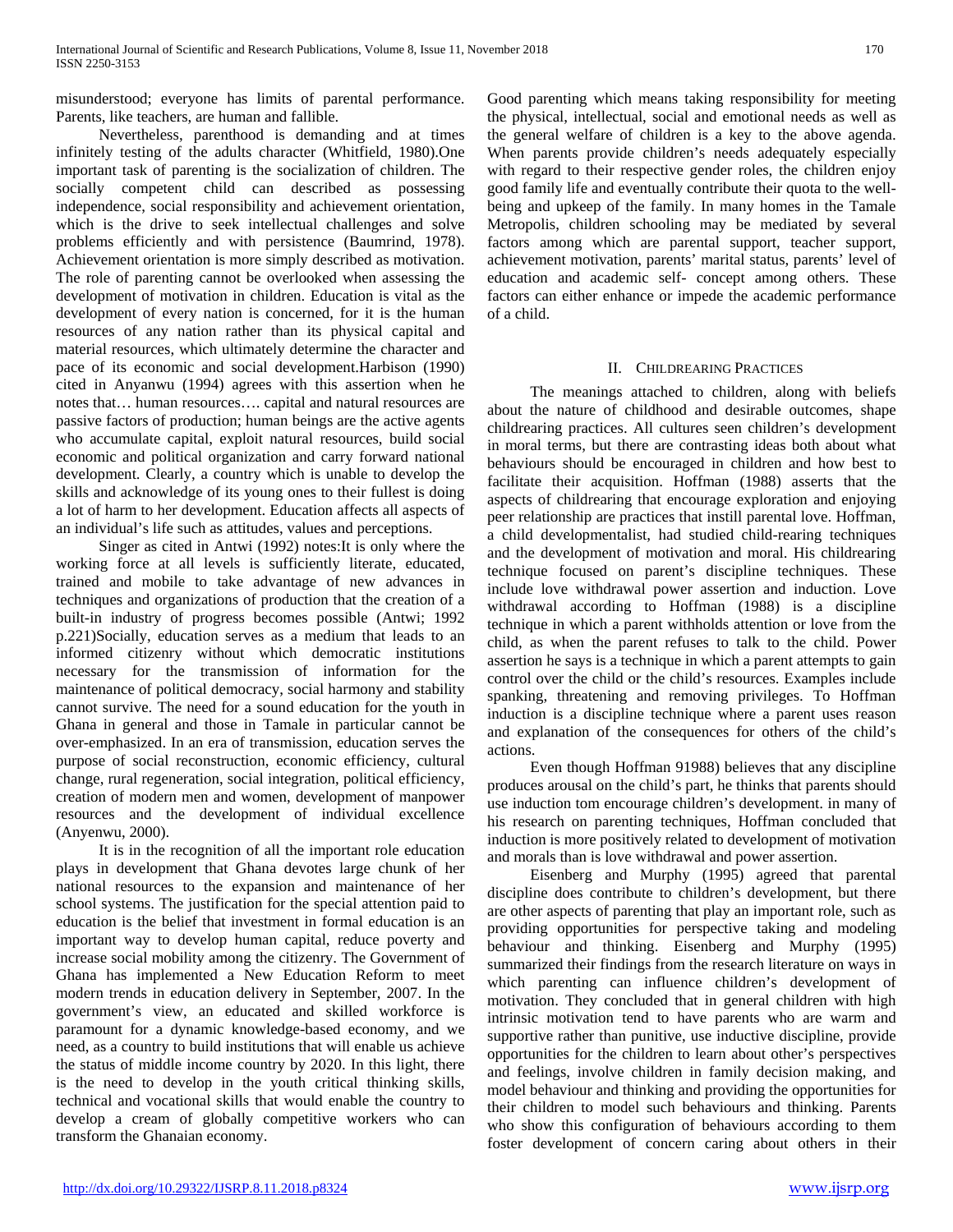misunderstood; everyone has limits of parental performance. Parents, like teachers, are human and fallible.

Nevertheless, parenthood is demanding and at times infinitely testing of the adults character (Whitfield, 1980).One important task of parenting is the socialization of children. The socially competent child can described as possessing independence, social responsibility and achievement orientation, which is the drive to seek intellectual challenges and solve problems efficiently and with persistence (Baumrind, 1978). Achievement orientation is more simply described as motivation. The role of parenting cannot be overlooked when assessing the development of motivation in children. Education is vital as the development of every nation is concerned, for it is the human resources of any nation rather than its physical capital and material resources, which ultimately determine the character and pace of its economic and social development.Harbison (1990) cited in Anyanwu (1994) agrees with this assertion when he notes that… human resources…. capital and natural resources are passive factors of production; human beings are the active agents who accumulate capital, exploit natural resources, build social economic and political organization and carry forward national development. Clearly, a country which is unable to develop the skills and acknowledge of its young ones to their fullest is doing a lot of harm to her development. Education affects all aspects of an individual's life such as attitudes, values and perceptions.

Singer as cited in Antwi (1992) notes:It is only where the working force at all levels is sufficiently literate, educated, trained and mobile to take advantage of new advances in techniques and organizations of production that the creation of a built-in industry of progress becomes possible (Antwi; 1992 p.221)Socially, education serves as a medium that leads to an informed citizenry without which democratic institutions necessary for the transmission of information for the maintenance of political democracy, social harmony and stability cannot survive. The need for a sound education for the youth in Ghana in general and those in Tamale in particular cannot be over-emphasized. In an era of transmission, education serves the purpose of social reconstruction, economic efficiency, cultural change, rural regeneration, social integration, political efficiency, creation of modern men and women, development of manpower resources and the development of individual excellence (Anyenwu, 2000).

It is in the recognition of all the important role education plays in development that Ghana devotes large chunk of her national resources to the expansion and maintenance of her school systems. The justification for the special attention paid to education is the belief that investment in formal education is an important way to develop human capital, reduce poverty and increase social mobility among the citizenry. The Government of Ghana has implemented a New Education Reform to meet modern trends in education delivery in September, 2007. In the government's view, an educated and skilled workforce is paramount for a dynamic knowledge-based economy, and we need, as a country to build institutions that will enable us achieve the status of middle income country by 2020. In this light, there is the need to develop in the youth critical thinking skills, technical and vocational skills that would enable the country to develop a cream of globally competitive workers who can transform the Ghanaian economy.

Good parenting which means taking responsibility for meeting the physical, intellectual, social and emotional needs as well as the general welfare of children is a key to the above agenda. When parents provide children's needs adequately especially with regard to their respective gender roles, the children enjoy good family life and eventually contribute their quota to the well-being and upkeep of the family. In many homes in the Tamale Metropolis, children schooling may be mediated by several factors among which are parental support, teacher support, achievement motivation, parents' marital status, parents' level of education and academic self- concept among others. These factors can either enhance or impede the academic performance of a child.

## II. Childrearing Practices

The meanings attached to children, along with beliefs about the nature of childhood and desirable outcomes, shape childrearing practices. All cultures seen children's development in moral terms, but there are contrasting ideas both about what behaviours should be encouraged in children and how best to facilitate their acquisition. Hoffman (1988) asserts that the aspects of childrearing that encourage exploration and enjoying peer relationship are practices that instill parental love. Hoffman, a child developmentalist, had studied child-rearing techniques and the development of motivation and moral. His childrearing technique focused on parent's discipline techniques. These include love withdrawal power assertion and induction. Love withdrawal according to Hoffman (1988) is a discipline technique in which a parent withholds attention or love from the child, as when the parent refuses to talk to the child. Power assertion he says is a technique in which a parent attempts to gain control over the child or the child's resources. Examples include spanking, threatening and removing privileges. To Hoffman induction is a discipline technique where a parent uses reason and explanation of the consequences for others of the child's actions.

Even though Hoffman 91988) believes that any discipline produces arousal on the child's part, he thinks that parents should use induction tom encourage children's development. in many of his research on parenting techniques, Hoffman concluded that induction is more positively related to development of motivation and morals than is love withdrawal and power assertion.

Eisenberg and Murphy (1995) agreed that parental discipline does contribute to children's development, but there are other aspects of parenting that play an important role, such as providing opportunities for perspective taking and modeling behaviour and thinking. Eisenberg and Murphy (1995) summarized their findings from the research literature on ways in which parenting can influence children's development of motivation. They concluded that in general children with high intrinsic motivation tend to have parents who are warm and supportive rather than punitive, use inductive discipline, provide opportunities for the children to learn about other's perspectives and feelings, involve children in family decision making, and model behaviour and thinking and providing the opportunities for their children to model such behaviours and thinking. Parents who show this configuration of behaviours according to them foster development of concern caring about others in their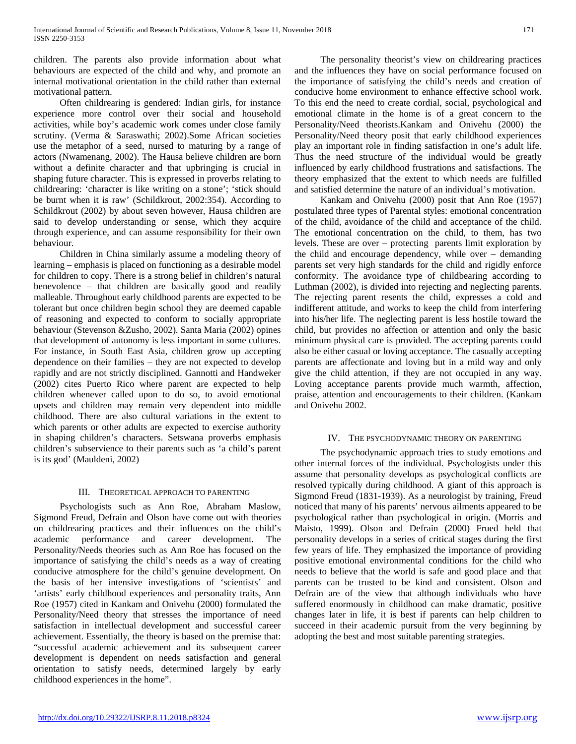children. The parents also provide information about what behaviours are expected of the child and why, and promote an internal motivational orientation in the child rather than external motivational pattern.

Often childrearing is gendered: Indian girls, for instance experience more control over their social and household activities, while boy's academic work comes under close family scrutiny. (Verma & Saraswathi; 2002).Some African societies use the metaphor of a seed, nursed to maturing by a range of actors (Nwamenang, 2002). The Hausa believe children are born without a definite character and that upbringing is crucial in shaping future character. This is expressed in proverbs relating to childrearing: 'character is like writing on a stone'; 'stick should be burnt when it is raw' (Schildkrout, 2002:354). According to Schildkrout (2002) by about seven however, Hausa children are said to develop understanding or sense, which they acquire through experience, and can assume responsibility for their own behaviour.

Children in China similarly assume a modeling theory of learning – emphasis is placed on functioning as a desirable model for children to copy. There is a strong belief in children's natural benevolence – that children are basically good and readily malleable. Throughout early childhood parents are expected to be tolerant but once children begin school they are deemed capable of reasoning and expected to conform to socially appropriate behaviour (Stevenson &Zusho, 2002). Santa Maria (2002) opines that development of autonomy is less important in some cultures. For instance, in South East Asia, children grow up accepting dependence on their families – they are not expected to develop rapidly and are not strictly disciplined. Gannotti and Handweker (2002) cites Puerto Rico where parent are expected to help children whenever called upon to do so, to avoid emotional upsets and children may remain very dependent into middle childhood. There are also cultural variations in the extent to which parents or other adults are expected to exercise authority in shaping children's characters. Setswana proverbs emphasis children's subservience to their parents such as 'a child's parent is its god' (Mauldeni, 2002)

## III. Theoretical Approach to Parenting

Psychologists such as Ann Roe, Abraham Maslow, Sigmond Freud, Defrain and Olson have come out with theories on childrearing practices and their influences on the child's academic performance and career development. The Personality/Needs theories such as Ann Roe has focused on the importance of satisfying the child's needs as a way of creating conducive atmosphere for the child's genuine development. On the basis of her intensive investigations of 'scientists' and 'artists' early childhood experiences and personality traits, Ann Roe (1957) cited in Kankam and Onivehu (2000) formulated the Personality/Need theory that stresses the importance of need satisfaction in intellectual development and successful career achievement. Essentially, the theory is based on the premise that: "successful academic achievement and its subsequent career development is dependent on needs satisfaction and general orientation to satisfy needs, determined largely by early childhood experiences in the home".

The personality theorist's view on childrearing practices and the influences they have on social performance focused on the importance of satisfying the child's needs and creation of conducive home environment to enhance effective school work. To this end the need to create cordial, social, psychological and emotional climate in the home is of a great concern to the Personality/Need theorists.Kankam and Onivehu (2000) the Personality/Need theory posit that early childhood experiences play an important role in finding satisfaction in one's adult life. Thus the need structure of the individual would be greatly influenced by early childhood frustrations and satisfactions. The theory emphasized that the extent to which needs are fulfilled and satisfied determine the nature of an individual's motivation.

Kankam and Onivehu (2000) posit that Ann Roe (1957) postulated three types of Parental styles: emotional concentration of the child, avoidance of the child and acceptance of the child. The emotional concentration on the child, to them, has two levels. These are over – protecting parents limit exploration by the child and encourage dependency, while over – demanding parents set very high standards for the child and rigidly enforce conformity. The avoidance type of childbearing according to Luthman (2002), is divided into rejecting and neglecting parents. The rejecting parent resents the child, expresses a cold and indifferent attitude, and works to keep the child from interfering into his/her life. The neglecting parent is less hostile toward the child, but provides no affection or attention and only the basic minimum physical care is provided. The accepting parents could also be either casual or loving acceptance. The casually accepting parents are affectionate and loving but in a mild way and only give the child attention, if they are not occupied in any way. Loving acceptance parents provide much warmth, affection, praise, attention and encouragements to their children. (Kankam and Onivehu 2002.

## IV. The Psychodynamic Theory on Parenting

The psychodynamic approach tries to study emotions and other internal forces of the individual. Psychologists under this assume that personality develops as psychological conflicts are resolved typically during childhood. A giant of this approach is Sigmond Freud (1831-1939). As a neurologist by training, Freud noticed that many of his parents' nervous ailments appeared to be psychological rather than psychological in origin. (Morris and Maisto, 1999). Olson and Defrain (2000) Frued held that personality develops in a series of critical stages during the first few years of life. They emphasized the importance of providing positive emotional environmental conditions for the child who needs to believe that the world is safe and good place and that parents can be trusted to be kind and consistent. Olson and Defrain are of the view that although individuals who have suffered enormously in childhood can make dramatic, positive changes later in life, it is best if parents can help children to succeed in their academic pursuit from the very beginning by adopting the best and most suitable parenting strategies.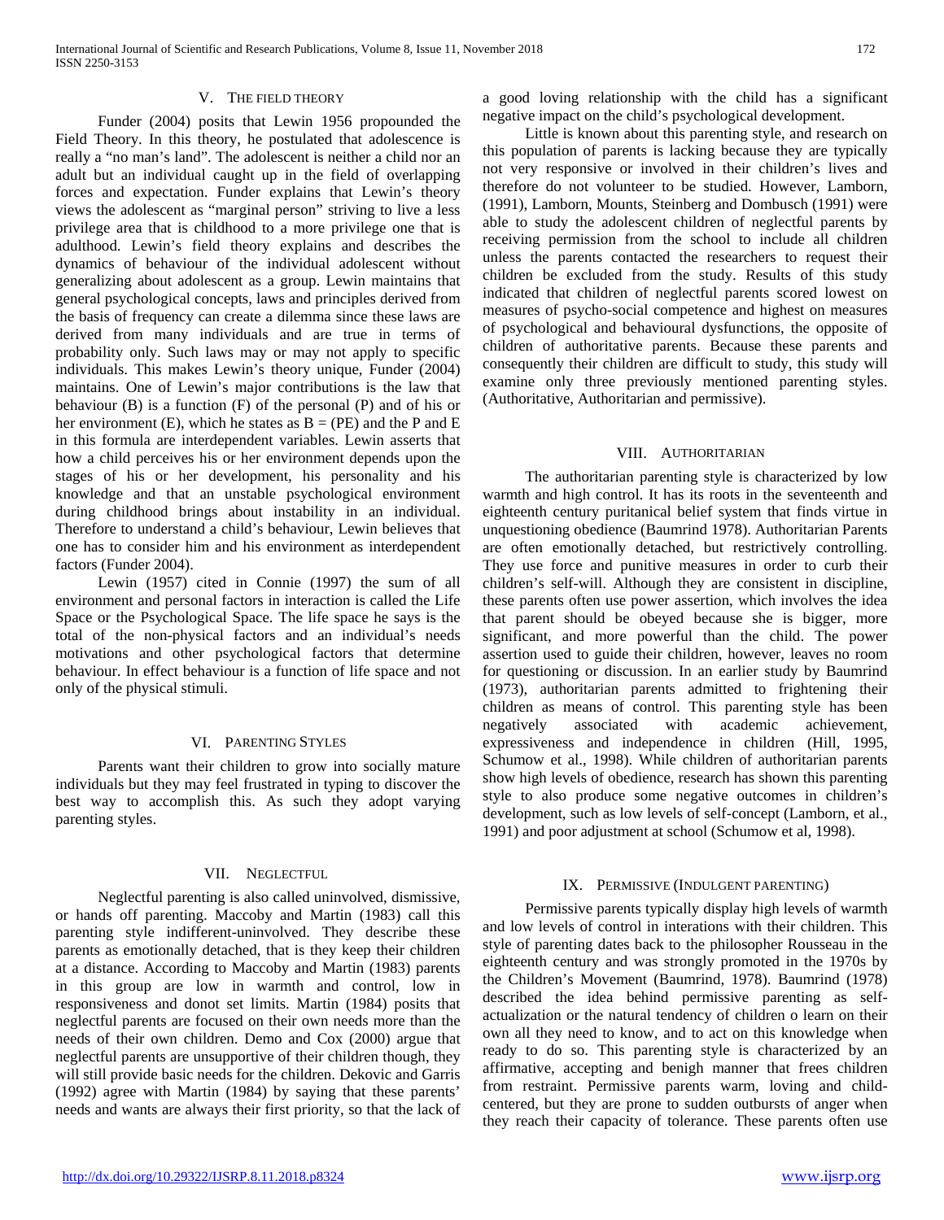## V. The Field Theory

Funder (2004) posits that Lewin 1956 propounded the Field Theory. In this theory, he postulated that adolescence is really a "no man's land". The adolescent is neither a child nor an adult but an individual caught up in the field of overlapping forces and expectation. Funder explains that Lewin's theory views the adolescent as "marginal person" striving to live a less privilege area that is childhood to a more privilege one that is adulthood. Lewin's field theory explains and describes the dynamics of behaviour of the individual adolescent without generalizing about adolescent as a group. Lewin maintains that general psychological concepts, laws and principles derived from the basis of frequency can create a dilemma since these laws are derived from many individuals and are true in terms of probability only. Such laws may or may not apply to specific individuals. This makes Lewin's theory unique, Funder (2004) maintains. One of Lewin's major contributions is the law that behaviour (B) is a function (F) of the personal (P) and of his or her environment (E), which he states as B = (PE) and the P and E in this formula are interdependent variables. Lewin asserts that how a child perceives his or her environment depends upon the stages of his or her development, his personality and his knowledge and that an unstable psychological environment during childhood brings about instability in an individual. Therefore to understand a child's behaviour, Lewin believes that one has to consider him and his environment as interdependent factors (Funder 2004).

Lewin (1957) cited in Connie (1997) the sum of all environment and personal factors in interaction is called the Life Space or the Psychological Space. The life space he says is the total of the non-physical factors and an individual's needs motivations and other psychological factors that determine behaviour. In effect behaviour is a function of life space and not only of the physical stimuli.

## VI. Parenting Styles

Parents want their children to grow into socially mature individuals but they may feel frustrated in typing to discover the best way to accomplish this. As such they adopt varying parenting styles.

## VII. Neglectful

Neglectful parenting is also called uninvolved, dismissive, or hands off parenting. Maccoby and Martin (1983) call this parenting style indifferent-uninvolved. They describe these parents as emotionally detached, that is they keep their children at a distance. According to Maccoby and Martin (1983) parents in this group are low in warmth and control, low in responsiveness and donot set limits. Martin (1984) posits that neglectful parents are focused on their own needs more than the needs of their own children. Demo and Cox (2000) argue that neglectful parents are unsupportive of their children though, they will still provide basic needs for the children. Dekovic and Garris (1992) agree with Martin (1984) by saying that these parents' needs and wants are always their first priority, so that the lack of a good loving relationship with the child has a significant negative impact on the child's psychological development.

Little is known about this parenting style, and research on this population of parents is lacking because they are typically not very responsive or involved in their children's lives and therefore do not volunteer to be studied. However, Lamborn, (1991), Lamborn, Mounts, Steinberg and Dombusch (1991) were able to study the adolescent children of neglectful parents by receiving permission from the school to include all children unless the parents contacted the researchers to request their children be excluded from the study. Results of this study indicated that children of neglectful parents scored lowest on measures of psycho-social competence and highest on measures of psychological and behavioural dysfunctions, the opposite of children of authoritative parents. Because these parents and consequently their children are difficult to study, this study will examine only three previously mentioned parenting styles. (Authoritative, Authoritarian and permissive).

## VIII. Authoritarian

The authoritarian parenting style is characterized by low warmth and high control. It has its roots in the seventeenth and eighteenth century puritanical belief system that finds virtue in unquestioning obedience (Baumrind 1978). Authoritarian Parents are often emotionally detached, but restrictively controlling. They use force and punitive measures in order to curb their children's self-will. Although they are consistent in discipline, these parents often use power assertion, which involves the idea that parent should be obeyed because she is bigger, more significant, and more powerful than the child. The power assertion used to guide their children, however, leaves no room for questioning or discussion. In an earlier study by Baumrind (1973), authoritarian parents admitted to frightening their children as means of control. This parenting style has been negatively associated with academic achievement, expressiveness and independence in children (Hill, 1995, Schumow et al., 1998). While children of authoritarian parents show high levels of obedience, research has shown this parenting style to also produce some negative outcomes in children's development, such as low levels of self-concept (Lamborn, et al., 1991) and poor adjustment at school (Schumow et al, 1998).

## IX. Permissive (Indulgent Parenting)

Permissive parents typically display high levels of warmth and low levels of control in interations with their children. This style of parenting dates back to the philosopher Rousseau in the eighteenth century and was strongly promoted in the 1970s by the Children's Movement (Baumrind, 1978). Baumrind (1978) described the idea behind permissive parenting as self-actualization or the natural tendency of children o learn on their own all they need to know, and to act on this knowledge when ready to do so. This parenting style is characterized by an affirmative, accepting and benigh manner that frees children from restraint. Permissive parents warm, loving and child-centered, but they are prone to sudden outbursts of anger when they reach their capacity of tolerance. These parents often use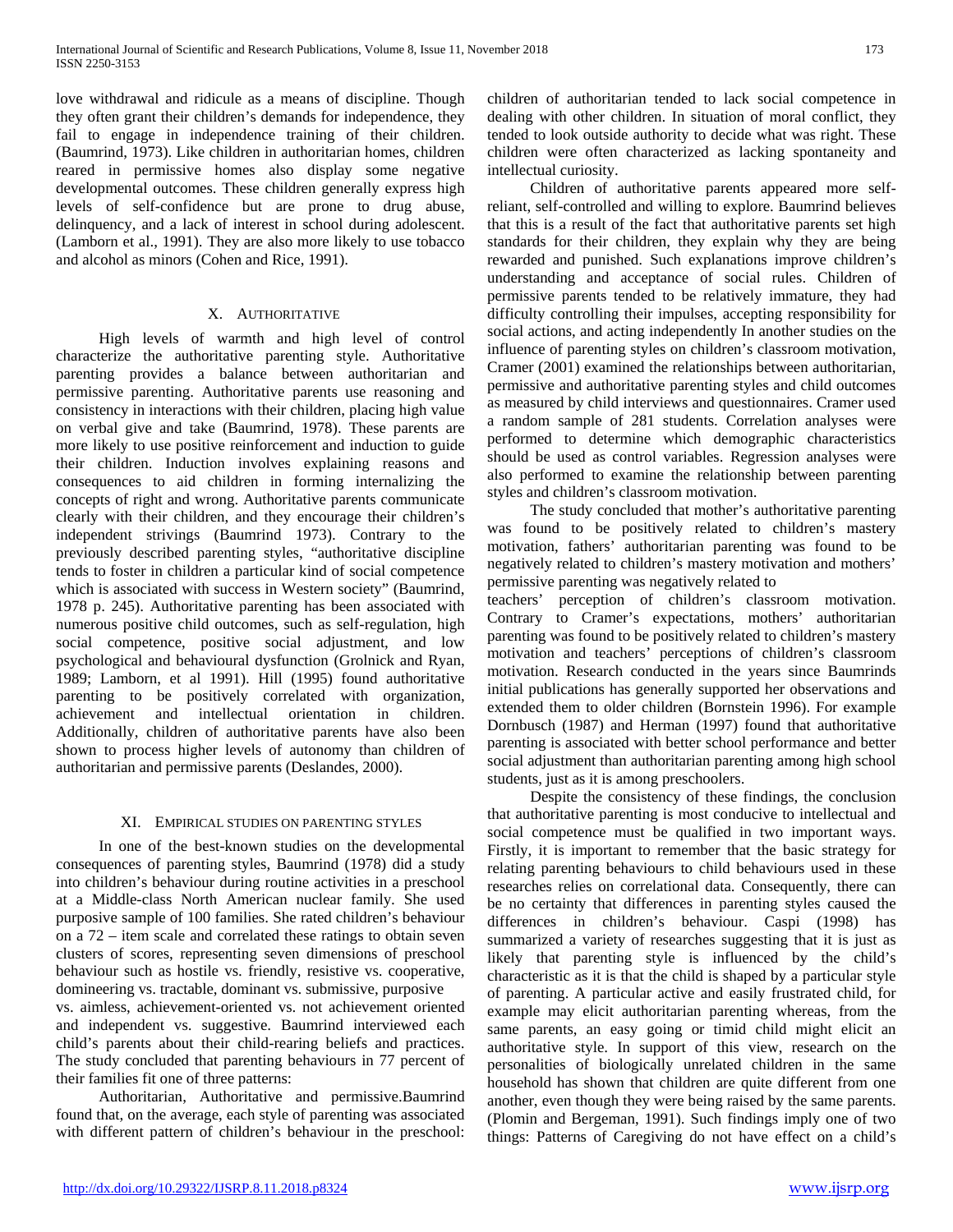love withdrawal and ridicule as a means of discipline. Though they often grant their children's demands for independence, they fail to engage in independence training of their children. (Baumrind, 1973). Like children in authoritarian homes, children reared in permissive homes also display some negative developmental outcomes. These children generally express high levels of self-confidence but are prone to drug abuse, delinquency, and a lack of interest in school during adolescent. (Lamborn et al., 1991). They are also more likely to use tobacco and alcohol as minors (Cohen and Rice, 1991).

## X. Authoritative

High levels of warmth and high level of control characterize the authoritative parenting style. Authoritative parenting provides a balance between authoritarian and permissive parenting. Authoritative parents use reasoning and consistency in interactions with their children, placing high value on verbal give and take (Baumrind, 1978). These parents are more likely to use positive reinforcement and induction to guide their children. Induction involves explaining reasons and consequences to aid children in forming internalizing the concepts of right and wrong. Authoritative parents communicate clearly with their children, and they encourage their children's independent strivings (Baumrind 1973). Contrary to the previously described parenting styles, "authoritative discipline tends to foster in children a particular kind of social competence which is associated with success in Western society" (Baumrind, 1978 p. 245). Authoritative parenting has been associated with numerous positive child outcomes, such as self-regulation, high social competence, positive social adjustment, and low psychological and behavioural dysfunction (Grolnick and Ryan, 1989; Lamborn, et al 1991). Hill (1995) found authoritative parenting to be positively correlated with organization, achievement and intellectual orientation in children. Additionally, children of authoritative parents have also been shown to process higher levels of autonomy than children of authoritarian and permissive parents (Deslandes, 2000).

## XI. Empirical studies on parenting styles

In one of the best-known studies on the developmental consequences of parenting styles, Baumrind (1978) did a study into children's behaviour during routine activities in a preschool at a Middle-class North American nuclear family. She used purposive sample of 100 families. She rated children's behaviour on a 72 – item scale and correlated these ratings to obtain seven clusters of scores, representing seven dimensions of preschool behaviour such as hostile vs. friendly, resistive vs. cooperative, domineering vs. tractable, dominant vs. submissive, purposive vs. aimless, achievement-oriented vs. not achievement oriented and independent vs. suggestive. Baumrind interviewed each child's parents about their child-rearing beliefs and practices. The study concluded that parenting behaviours in 77 percent of their families fit one of three patterns:

Authoritarian, Authoritative and permissive.Baumrind found that, on the average, each style of parenting was associated with different pattern of children's behaviour in the preschool: children of authoritarian tended to lack social competence in dealing with other children. In situation of moral conflict, they tended to look outside authority to decide what was right. These children were often characterized as lacking spontaneity and intellectual curiosity.

Children of authoritative parents appeared more self-reliant, self-controlled and willing to explore. Baumrind believes that this is a result of the fact that authoritative parents set high standards for their children, they explain why they are being rewarded and punished. Such explanations improve children's understanding and acceptance of social rules. Children of permissive parents tended to be relatively immature, they had difficulty controlling their impulses, accepting responsibility for social actions, and acting independently In another studies on the influence of parenting styles on children's classroom motivation, Cramer (2001) examined the relationships between authoritarian, permissive and authoritative parenting styles and child outcomes as measured by child interviews and questionnaires. Cramer used a random sample of 281 students. Correlation analyses were performed to determine which demographic characteristics should be used as control variables. Regression analyses were also performed to examine the relationship between parenting styles and children's classroom motivation.

The study concluded that mother's authoritative parenting was found to be positively related to children's mastery motivation, fathers' authoritarian parenting was found to be negatively related to children's mastery motivation and mothers' permissive parenting was negatively related to teachers' perception of children's classroom motivation. Contrary to Cramer's expectations, mothers' authoritarian parenting was found to be positively related to children's mastery motivation and teachers' perceptions of children's classroom motivation. Research conducted in the years since Baumrinds initial publications has generally supported her observations and extended them to older children (Bornstein 1996). For example Dornbusch (1987) and Herman (1997) found that authoritative parenting is associated with better school performance and better social adjustment than authoritarian parenting among high school students, just as it is among preschoolers.

Despite the consistency of these findings, the conclusion that authoritative parenting is most conducive to intellectual and social competence must be qualified in two important ways. Firstly, it is important to remember that the basic strategy for relating parenting behaviours to child behaviours used in these researches relies on correlational data. Consequently, there can be no certainty that differences in parenting styles caused the differences in children's behaviour. Caspi (1998) has summarized a variety of researches suggesting that it is just as likely that parenting style is influenced by the child's characteristic as it is that the child is shaped by a particular style of parenting. A particular active and easily frustrated child, for example may elicit authoritarian parenting whereas, from the same parents, an easy going or timid child might elicit an authoritative style. In support of this view, research on the personalities of biologically unrelated children in the same household has shown that children are quite different from one another, even though they were being raised by the same parents. (Plomin and Bergeman, 1991). Such findings imply one of two things: Patterns of Caregiving do not have effect on a child's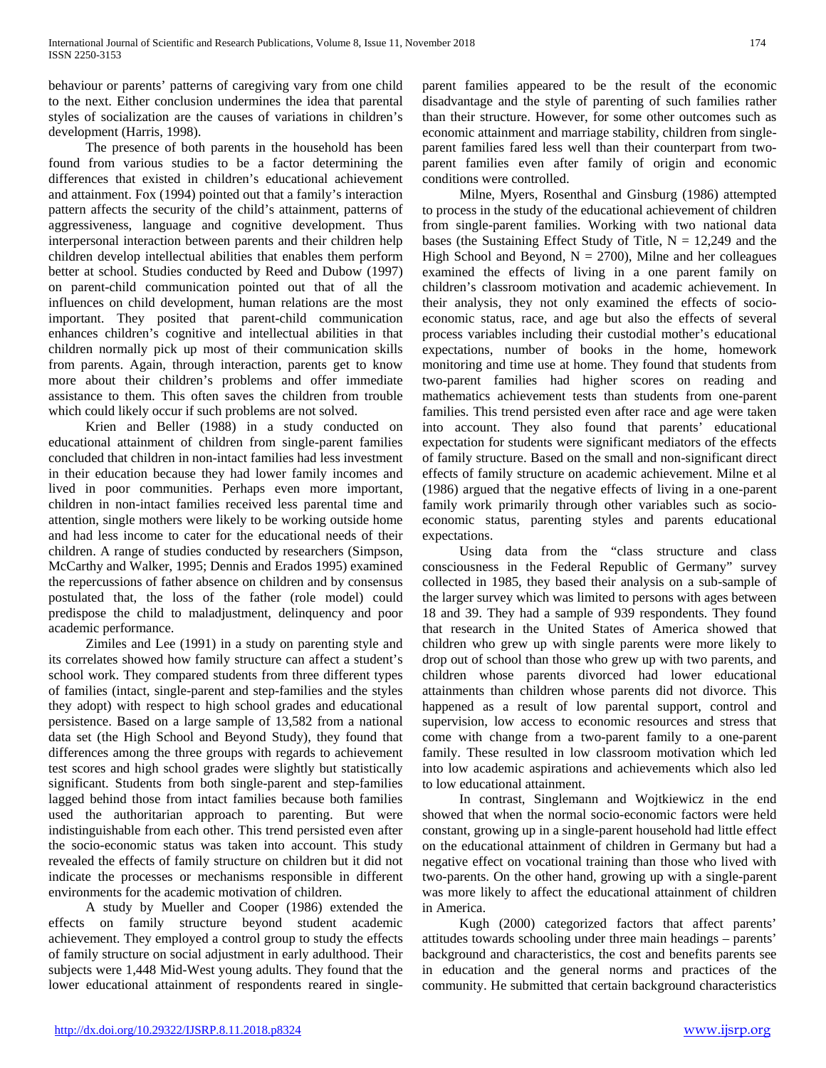behaviour or parents' patterns of caregiving vary from one child to the next. Either conclusion undermines the idea that parental styles of socialization are the causes of variations in children's development (Harris, 1998).

The presence of both parents in the household has been found from various studies to be a factor determining the differences that existed in children's educational achievement and attainment. Fox (1994) pointed out that a family's interaction pattern affects the security of the child's attainment, patterns of aggressiveness, language and cognitive development. Thus interpersonal interaction between parents and their children help children develop intellectual abilities that enables them perform better at school. Studies conducted by Reed and Dubow (1997) on parent-child communication pointed out that of all the influences on child development, human relations are the most important. They posited that parent-child communication enhances children's cognitive and intellectual abilities in that children normally pick up most of their communication skills from parents. Again, through interaction, parents get to know more about their children's problems and offer immediate assistance to them. This often saves the children from trouble which could likely occur if such problems are not solved.

Krien and Beller (1988) in a study conducted on educational attainment of children from single-parent families concluded that children in non-intact families had less investment in their education because they had lower family incomes and lived in poor communities. Perhaps even more important, children in non-intact families received less parental time and attention, single mothers were likely to be working outside home and had less income to cater for the educational needs of their children. A range of studies conducted by researchers (Simpson, McCarthy and Walker, 1995; Dennis and Erados 1995) examined the repercussions of father absence on children and by consensus postulated that, the loss of the father (role model) could predispose the child to maladjustment, delinquency and poor academic performance.

Zimiles and Lee (1991) in a study on parenting style and its correlates showed how family structure can affect a student's school work. They compared students from three different types of families (intact, single-parent and step-families and the styles they adopt) with respect to high school grades and educational persistence. Based on a large sample of 13,582 from a national data set (the High School and Beyond Study), they found that differences among the three groups with regards to achievement test scores and high school grades were slightly but statistically significant. Students from both single-parent and step-families lagged behind those from intact families because both families used the authoritarian approach to parenting. But were indistinguishable from each other. This trend persisted even after the socio-economic status was taken into account. This study revealed the effects of family structure on children but it did not indicate the processes or mechanisms responsible in different environments for the academic motivation of children.

A study by Mueller and Cooper (1986) extended the effects on family structure beyond student academic achievement. They employed a control group to study the effects of family structure on social adjustment in early adulthood. Their subjects were 1,448 Mid-West young adults. They found that the lower educational attainment of respondents reared in single-parent families appeared to be the result of the economic disadvantage and the style of parenting of such families rather than their structure. However, for some other outcomes such as economic attainment and marriage stability, children from single-parent families fared less well than their counterpart from two-parent families even after family of origin and economic conditions were controlled.

Milne, Myers, Rosenthal and Ginsburg (1986) attempted to process in the study of the educational achievement of children from single-parent families. Working with two national data bases (the Sustaining Effect Study of Title, N = 12,249 and the High School and Beyond, N = 2700), Milne and her colleagues examined the effects of living in a one parent family on children's classroom motivation and academic achievement. In their analysis, they not only examined the effects of socio-economic status, race, and age but also the effects of several process variables including their custodial mother's educational expectations, number of books in the home, homework monitoring and time use at home. They found that students from two-parent families had higher scores on reading and mathematics achievement tests than students from one-parent families. This trend persisted even after race and age were taken into account. They also found that parents' educational expectation for students were significant mediators of the effects of family structure. Based on the small and non-significant direct effects of family structure on academic achievement. Milne et al (1986) argued that the negative effects of living in a one-parent family work primarily through other variables such as socio-economic status, parenting styles and parents educational expectations.

Using data from the "class structure and class consciousness in the Federal Republic of Germany" survey collected in 1985, they based their analysis on a sub-sample of the larger survey which was limited to persons with ages between 18 and 39. They had a sample of 939 respondents. They found that research in the United States of America showed that children who grew up with single parents were more likely to drop out of school than those who grew up with two parents, and children whose parents divorced had lower educational attainments than children whose parents did not divorce. This happened as a result of low parental support, control and supervision, low access to economic resources and stress that come with change from a two-parent family to a one-parent family. These resulted in low classroom motivation which led into low academic aspirations and achievements which also led to low educational attainment.

In contrast, Singlemann and Wojtkiewicz in the end showed that when the normal socio-economic factors were held constant, growing up in a single-parent household had little effect on the educational attainment of children in Germany but had a negative effect on vocational training than those who lived with two-parents. On the other hand, growing up with a single-parent was more likely to affect the educational attainment of children in America.

Kugh (2000) categorized factors that affect parents' attitudes towards schooling under three main headings – parents' background and characteristics, the cost and benefits parents see in education and the general norms and practices of the community. He submitted that certain background characteristics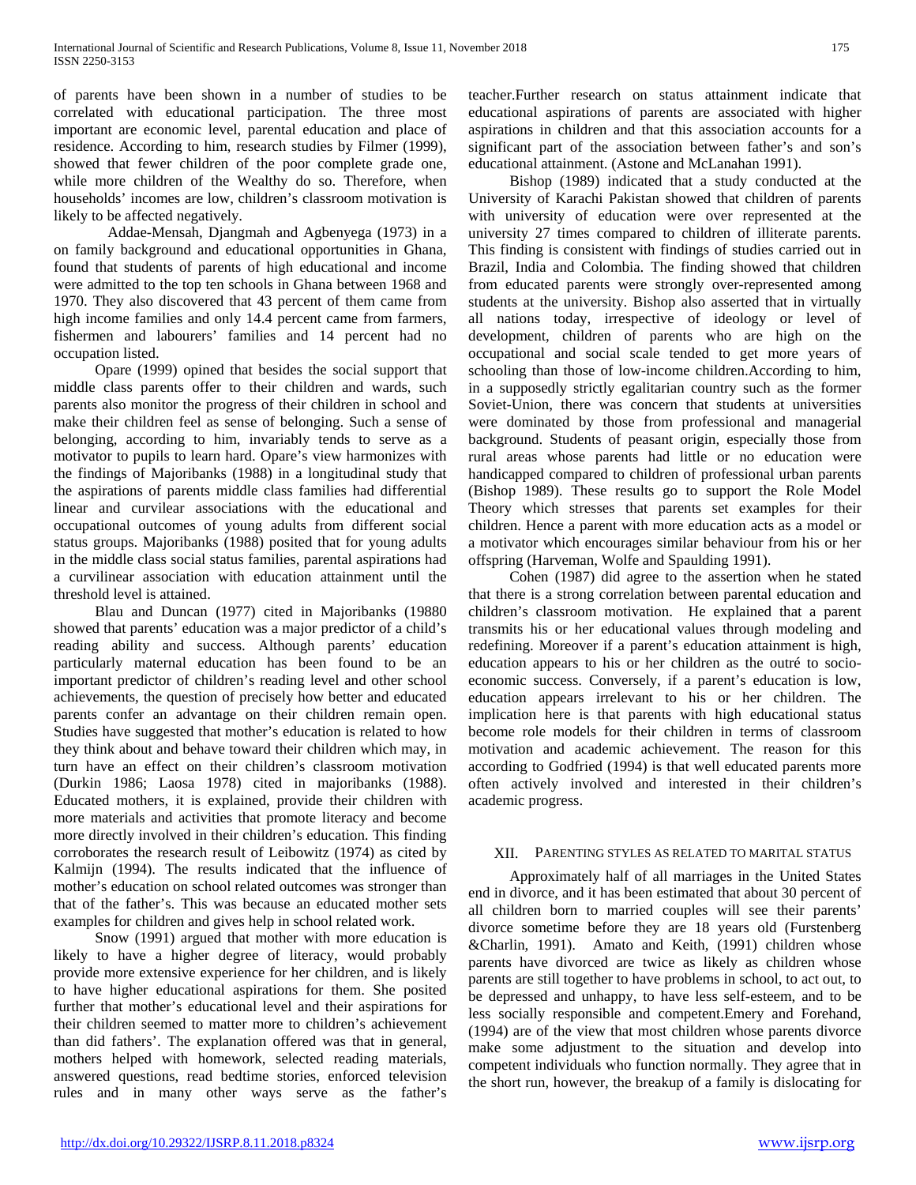of parents have been shown in a number of studies to be correlated with educational participation. The three most important are economic level, parental education and place of residence. According to him, research studies by Filmer (1999), showed that fewer children of the Wealthy do so. Therefore, when households' incomes are low, children's classroom motivation is likely to be affected negatively.

Addae-Mensah, Djangmah and Agbenyega (1973) in a on family background and educational opportunities in Ghana, found that students of parents of high educational and income were admitted to the top ten schools in Ghana between 1968 and 1970. They also discovered that 43 percent of them came from high income families and only 14.4 percent came from farmers, fishermen and labourers' families and 14 percent had no occupation listed.

Opare (1999) opined that besides the social support that middle class parents offer to their children and wards, such parents also monitor the progress of their children in school and make their children feel as sense of belonging. Such a sense of belonging, according to him, invariably tends to serve as a motivator to pupils to learn hard. Opare's view harmonizes with the findings of Majoribanks (1988) in a longitudinal study that the aspirations of parents middle class families had differential linear and curvilear associations with the educational and occupational outcomes of young adults from different social status groups. Majoribanks (1988) posited that for young adults in the middle class social status families, parental aspirations had a curvilinear association with education attainment until the threshold level is attained.

Blau and Duncan (1977) cited in Majoribanks (19880 showed that parents' education was a major predictor of a child's reading ability and success. Although parents' education particularly maternal education has been found to be an important predictor of children's reading level and other school achievements, the question of precisely how better and educated parents confer an advantage on their children remain open. Studies have suggested that mother's education is related to how they think about and behave toward their children which may, in turn have an effect on their children's classroom motivation (Durkin 1986; Laosa 1978) cited in majoribanks (1988). Educated mothers, it is explained, provide their children with more materials and activities that promote literacy and become more directly involved in their children's education. This finding corroborates the research result of Leibowitz (1974) as cited by Kalmijn (1994). The results indicated that the influence of mother's education on school related outcomes was stronger than that of the father's. This was because an educated mother sets examples for children and gives help in school related work.

Snow (1991) argued that mother with more education is likely to have a higher degree of literacy, would probably provide more extensive experience for her children, and is likely to have higher educational aspirations for them. She posited further that mother's educational level and their aspirations for their children seemed to matter more to children's achievement than did fathers'. The explanation offered was that in general, mothers helped with homework, selected reading materials, answered questions, read bedtime stories, enforced television rules and in many other ways serve as the father's teacher.Further research on status attainment indicate that educational aspirations of parents are associated with higher aspirations in children and that this association accounts for a significant part of the association between father's and son's educational attainment. (Astone and McLanahan 1991).

Bishop (1989) indicated that a study conducted at the University of Karachi Pakistan showed that children of parents with university of education were over represented at the university 27 times compared to children of illiterate parents. This finding is consistent with findings of studies carried out in Brazil, India and Colombia. The finding showed that children from educated parents were strongly over-represented among students at the university. Bishop also asserted that in virtually all nations today, irrespective of ideology or level of development, children of parents who are high on the occupational and social scale tended to get more years of schooling than those of low-income children.According to him, in a supposedly strictly egalitarian country such as the former Soviet-Union, there was concern that students at universities were dominated by those from professional and managerial background. Students of peasant origin, especially those from rural areas whose parents had little or no education were handicapped compared to children of professional urban parents (Bishop 1989). These results go to support the Role Model Theory which stresses that parents set examples for their children. Hence a parent with more education acts as a model or a motivator which encourages similar behaviour from his or her offspring (Harveman, Wolfe and Spaulding 1991).

Cohen (1987) did agree to the assertion when he stated that there is a strong correlation between parental education and children's classroom motivation. He explained that a parent transmits his or her educational values through modeling and redefining. Moreover if a parent's education attainment is high, education appears to his or her children as the outré to socio-economic success. Conversely, if a parent's education is low, education appears irrelevant to his or her children. The implication here is that parents with high educational status become role models for their children in terms of classroom motivation and academic achievement. The reason for this according to Godfried (1994) is that well educated parents more often actively involved and interested in their children's academic progress.

## XII. Parenting Styles as Related to Marital Status

Approximately half of all marriages in the United States end in divorce, and it has been estimated that about 30 percent of all children born to married couples will see their parents' divorce sometime before they are 18 years old (Furstenberg &Charlin, 1991). Amato and Keith, (1991) children whose parents have divorced are twice as likely as children whose parents are still together to have problems in school, to act out, to be depressed and unhappy, to have less self-esteem, and to be less socially responsible and competent.Emery and Forehand, (1994) are of the view that most children whose parents divorce make some adjustment to the situation and develop into competent individuals who function normally. They agree that in the short run, however, the breakup of a family is dislocating for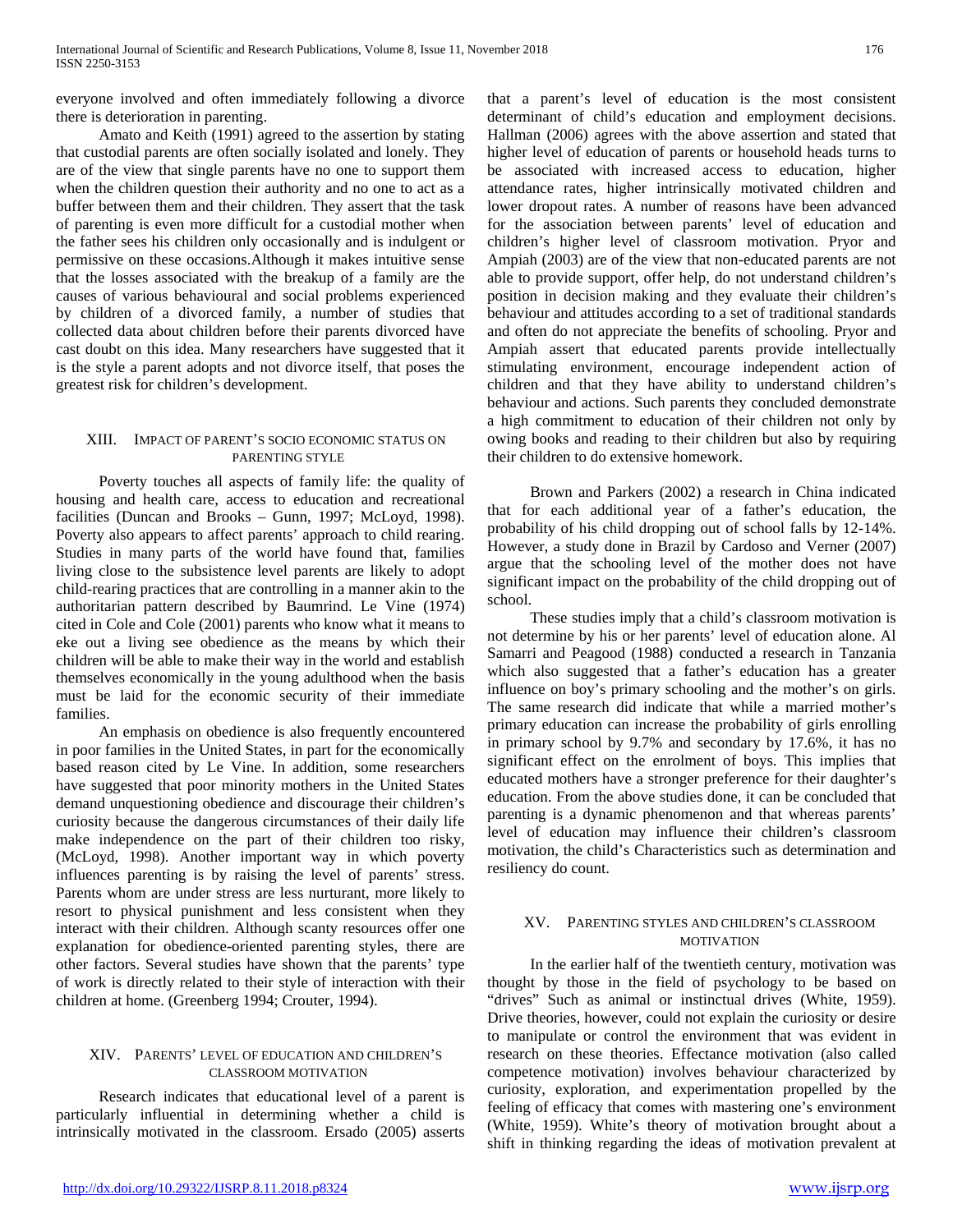everyone involved and often immediately following a divorce there is deterioration in parenting.

Amato and Keith (1991) agreed to the assertion by stating that custodial parents are often socially isolated and lonely. They are of the view that single parents have no one to support them when the children question their authority and no one to act as a buffer between them and their children. They assert that the task of parenting is even more difficult for a custodial mother when the father sees his children only occasionally and is indulgent or permissive on these occasions.Although it makes intuitive sense that the losses associated with the breakup of a family are the causes of various behavioural and social problems experienced by children of a divorced family, a number of studies that collected data about children before their parents divorced have cast doubt on this idea. Many researchers have suggested that it is the style a parent adopts and not divorce itself, that poses the greatest risk for children's development.

## XIII. Impact of Parent's Socio Economic Status on Parenting Style

Poverty touches all aspects of family life: the quality of housing and health care, access to education and recreational facilities (Duncan and Brooks – Gunn, 1997; McLoyd, 1998). Poverty also appears to affect parents' approach to child rearing. Studies in many parts of the world have found that, families living close to the subsistence level parents are likely to adopt child-rearing practices that are controlling in a manner akin to the authoritarian pattern described by Baumrind. Le Vine (1974) cited in Cole and Cole (2001) parents who know what it means to eke out a living see obedience as the means by which their children will be able to make their way in the world and establish themselves economically in the young adulthood when the basis must be laid for the economic security of their immediate families.

An emphasis on obedience is also frequently encountered in poor families in the United States, in part for the economically based reason cited by Le Vine. In addition, some researchers have suggested that poor minority mothers in the United States demand unquestioning obedience and discourage their children's curiosity because the dangerous circumstances of their daily life make independence on the part of their children too risky, (McLoyd, 1998). Another important way in which poverty influences parenting is by raising the level of parents' stress. Parents whom are under stress are less nurturant, more likely to resort to physical punishment and less consistent when they interact with their children. Although scanty resources offer one explanation for obedience-oriented parenting styles, there are other factors. Several studies have shown that the parents' type of work is directly related to their style of interaction with their children at home. (Greenberg 1994; Crouter, 1994).

## XIV. Parents' Level of Education and Children's Classroom Motivation

Research indicates that educational level of a parent is particularly influential in determining whether a child is intrinsically motivated in the classroom. Ersado (2005) asserts that a parent's level of education is the most consistent determinant of child's education and employment decisions. Hallman (2006) agrees with the above assertion and stated that higher level of education of parents or household heads turns to be associated with increased access to education, higher attendance rates, higher intrinsically motivated children and lower dropout rates. A number of reasons have been advanced for the association between parents' level of education and children's higher level of classroom motivation. Pryor and Ampiah (2003) are of the view that non-educated parents are not able to provide support, offer help, do not understand children's position in decision making and they evaluate their children's behaviour and attitudes according to a set of traditional standards and often do not appreciate the benefits of schooling. Pryor and Ampiah assert that educated parents provide intellectually stimulating environment, encourage independent action of children and that they have ability to understand children's behaviour and actions. Such parents they concluded demonstrate a high commitment to education of their children not only by owing books and reading to their children but also by requiring their children to do extensive homework.

Brown and Parkers (2002) a research in China indicated that for each additional year of a father's education, the probability of his child dropping out of school falls by 12-14%. However, a study done in Brazil by Cardoso and Verner (2007) argue that the schooling level of the mother does not have significant impact on the probability of the child dropping out of school.

These studies imply that a child's classroom motivation is not determine by his or her parents' level of education alone. Al Samarri and Peagood (1988) conducted a research in Tanzania which also suggested that a father's education has a greater influence on boy's primary schooling and the mother's on girls. The same research did indicate that while a married mother's primary education can increase the probability of girls enrolling in primary school by 9.7% and secondary by 17.6%, it has no significant effect on the enrolment of boys. This implies that educated mothers have a stronger preference for their daughter's education. From the above studies done, it can be concluded that parenting is a dynamic phenomenon and that whereas parents' level of education may influence their children's classroom motivation, the child's Characteristics such as determination and resiliency do count.

## XV. Parenting Styles and Children's Classroom Motivation

In the earlier half of the twentieth century, motivation was thought by those in the field of psychology to be based on "drives" Such as animal or instinctual drives (White, 1959). Drive theories, however, could not explain the curiosity or desire to manipulate or control the environment that was evident in research on these theories. Effectance motivation (also called competence motivation) involves behaviour characterized by curiosity, exploration, and experimentation propelled by the feeling of efficacy that comes with mastering one's environment (White, 1959). White's theory of motivation brought about a shift in thinking regarding the ideas of motivation prevalent at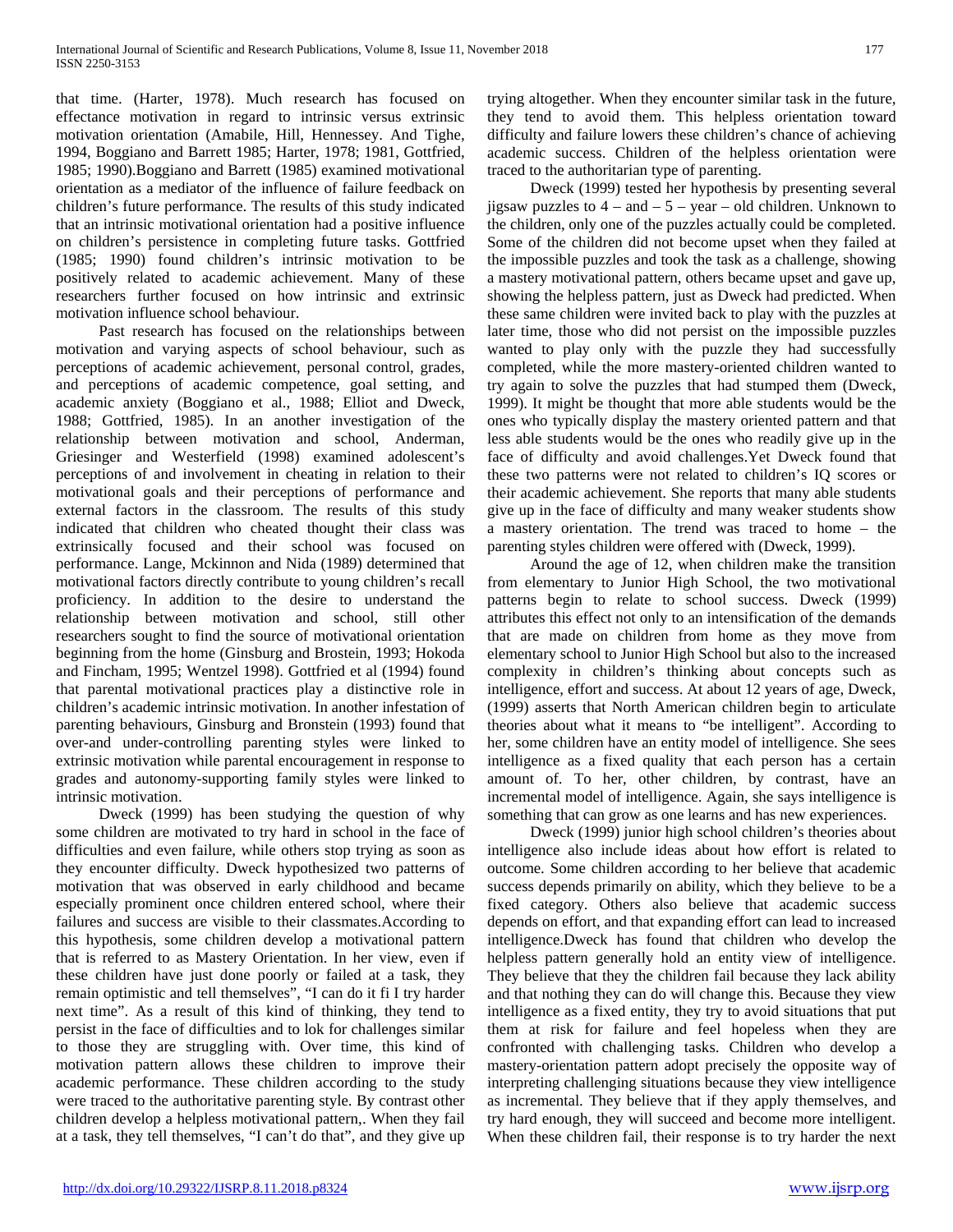that time. (Harter, 1978). Much research has focused on effectance motivation in regard to intrinsic versus extrinsic motivation orientation (Amabile, Hill, Hennessey. And Tighe, 1994, Boggiano and Barrett 1985; Harter, 1978; 1981, Gottfried, 1985; 1990).Boggiano and Barrett (1985) examined motivational orientation as a mediator of the influence of failure feedback on children's future performance. The results of this study indicated that an intrinsic motivational orientation had a positive influence on children's persistence in completing future tasks. Gottfried (1985; 1990) found children's intrinsic motivation to be positively related to academic achievement. Many of these researchers further focused on how intrinsic and extrinsic motivation influence school behaviour.

Past research has focused on the relationships between motivation and varying aspects of school behaviour, such as perceptions of academic achievement, personal control, grades, and perceptions of academic competence, goal setting, and academic anxiety (Boggiano et al., 1988; Elliot and Dweck, 1988; Gottfried, 1985). In an another investigation of the relationship between motivation and school, Anderman, Griesinger and Westerfield (1998) examined adolescent's perceptions of and involvement in cheating in relation to their motivational goals and their perceptions of performance and external factors in the classroom. The results of this study indicated that children who cheated thought their class was extrinsically focused and their school was focused on performance. Lange, Mckinnon and Nida (1989) determined that motivational factors directly contribute to young children's recall proficiency. In addition to the desire to understand the relationship between motivation and school, still other researchers sought to find the source of motivational orientation beginning from the home (Ginsburg and Brostein, 1993; Hokoda and Fincham, 1995; Wentzel 1998). Gottfried et al (1994) found that parental motivational practices play a distinctive role in children's academic intrinsic motivation. In another infestation of parenting behaviours, Ginsburg and Bronstein (1993) found that over-and under-controlling parenting styles were linked to extrinsic motivation while parental encouragement in response to grades and autonomy-supporting family styles were linked to intrinsic motivation.

Dweck (1999) has been studying the question of why some children are motivated to try hard in school in the face of difficulties and even failure, while others stop trying as soon as they encounter difficulty. Dweck hypothesized two patterns of motivation that was observed in early childhood and became especially prominent once children entered school, where their failures and success are visible to their classmates.According to this hypothesis, some children develop a motivational pattern that is referred to as Mastery Orientation. In her view, even if these children have just done poorly or failed at a task, they remain optimistic and tell themselves", "I can do it fi I try harder next time". As a result of this kind of thinking, they tend to persist in the face of difficulties and to lok for challenges similar to those they are struggling with. Over time, this kind of motivation pattern allows these children to improve their academic performance. These children according to the study were traced to the authoritative parenting style. By contrast other children develop a helpless motivational pattern,. When they fail at a task, they tell themselves, "I can't do that", and they give up trying altogether. When they encounter similar task in the future, they tend to avoid them. This helpless orientation toward difficulty and failure lowers these children's chance of achieving academic success. Children of the helpless orientation were traced to the authoritarian type of parenting.

Dweck (1999) tested her hypothesis by presenting several jigsaw puzzles to 4 – and – 5 – year – old children. Unknown to the children, only one of the puzzles actually could be completed. Some of the children did not become upset when they failed at the impossible puzzles and took the task as a challenge, showing a mastery motivational pattern, others became upset and gave up, showing the helpless pattern, just as Dweck had predicted. When these same children were invited back to play with the puzzles at later time, those who did not persist on the impossible puzzles wanted to play only with the puzzle they had successfully completed, while the more mastery-oriented children wanted to try again to solve the puzzles that had stumped them (Dweck, 1999). It might be thought that more able students would be the ones who typically display the mastery oriented pattern and that less able students would be the ones who readily give up in the face of difficulty and avoid challenges.Yet Dweck found that these two patterns were not related to children's IQ scores or their academic achievement. She reports that many able students give up in the face of difficulty and many weaker students show a mastery orientation. The trend was traced to home – the parenting styles children were offered with (Dweck, 1999).

Around the age of 12, when children make the transition from elementary to Junior High School, the two motivational patterns begin to relate to school success. Dweck (1999) attributes this effect not only to an intensification of the demands that are made on children from home as they move from elementary school to Junior High School but also to the increased complexity in children's thinking about concepts such as intelligence, effort and success. At about 12 years of age, Dweck, (1999) asserts that North American children begin to articulate theories about what it means to "be intelligent". According to her, some children have an entity model of intelligence. She sees intelligence as a fixed quality that each person has a certain amount of. To her, other children, by contrast, have an incremental model of intelligence. Again, she says intelligence is something that can grow as one learns and has new experiences.

Dweck (1999) junior high school children's theories about intelligence also include ideas about how effort is related to outcome. Some children according to her believe that academic success depends primarily on ability, which they believe to be a fixed category. Others also believe that academic success depends on effort, and that expanding effort can lead to increased intelligence.Dweck has found that children who develop the helpless pattern generally hold an entity view of intelligence. They believe that they the children fail because they lack ability and that nothing they can do will change this. Because they view intelligence as a fixed entity, they try to avoid situations that put them at risk for failure and feel hopeless when they are confronted with challenging tasks. Children who develop a mastery-orientation pattern adopt precisely the opposite way of interpreting challenging situations because they view intelligence as incremental. They believe that if they apply themselves, and try hard enough, they will succeed and become more intelligent. When these children fail, their response is to try harder the next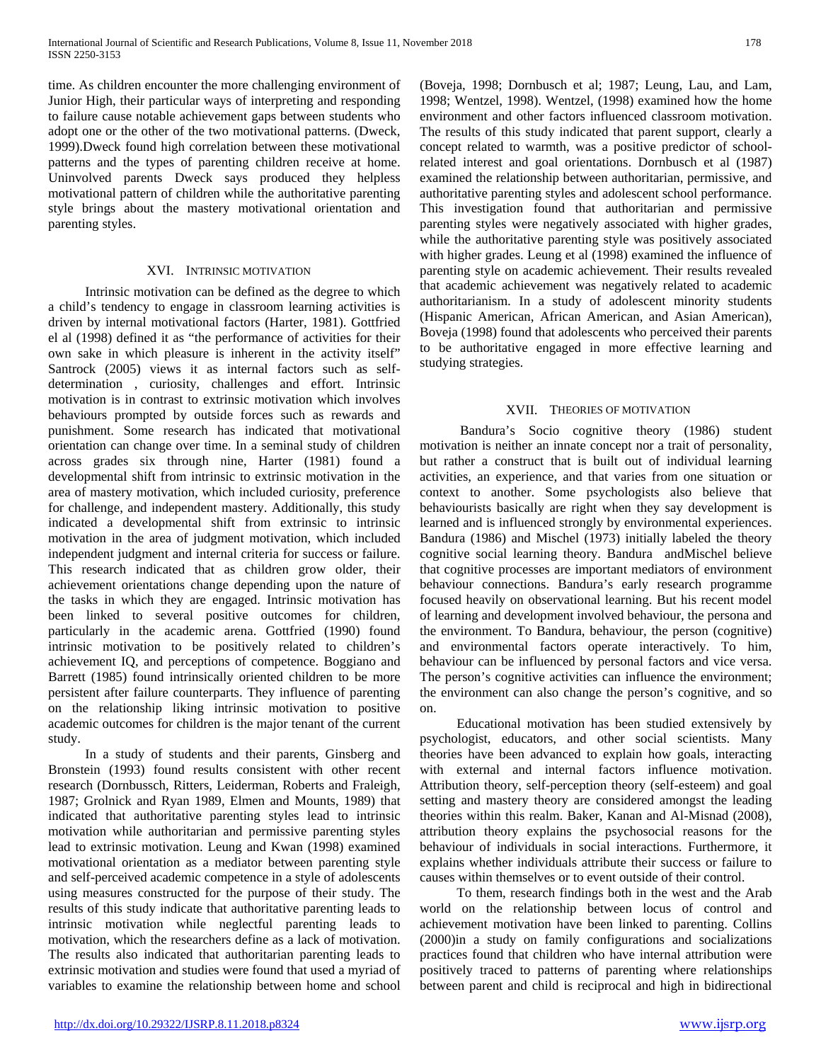time. As children encounter the more challenging environment of Junior High, their particular ways of interpreting and responding to failure cause notable achievement gaps between students who adopt one or the other of the two motivational patterns. (Dweck, 1999).Dweck found high correlation between these motivational patterns and the types of parenting children receive at home. Uninvolved parents Dweck says produced they helpless motivational pattern of children while the authoritative parenting style brings about the mastery motivational orientation and parenting styles.

## XVI. Intrinsic Motivation

Intrinsic motivation can be defined as the degree to which a child's tendency to engage in classroom learning activities is driven by internal motivational factors (Harter, 1981). Gottfried el al (1998) defined it as "the performance of activities for their own sake in which pleasure is inherent in the activity itself" Santrock (2005) views it as internal factors such as self-determination , curiosity, challenges and effort. Intrinsic motivation is in contrast to extrinsic motivation which involves behaviours prompted by outside forces such as rewards and punishment. Some research has indicated that motivational orientation can change over time. In a seminal study of children across grades six through nine, Harter (1981) found a developmental shift from intrinsic to extrinsic motivation in the area of mastery motivation, which included curiosity, preference for challenge, and independent mastery. Additionally, this study indicated a developmental shift from extrinsic to intrinsic motivation in the area of judgment motivation, which included independent judgment and internal criteria for success or failure. This research indicated that as children grow older, their achievement orientations change depending upon the nature of the tasks in which they are engaged. Intrinsic motivation has been linked to several positive outcomes for children, particularly in the academic arena. Gottfried (1990) found intrinsic motivation to be positively related to children's achievement IQ, and perceptions of competence. Boggiano and Barrett (1985) found intrinsically oriented children to be more persistent after failure counterparts. They influence of parenting on the relationship liking intrinsic motivation to positive academic outcomes for children is the major tenant of the current study.

In a study of students and their parents, Ginsberg and Bronstein (1993) found results consistent with other recent research (Dornbussch, Ritters, Leiderman, Roberts and Fraleigh, 1987; Grolnick and Ryan 1989, Elmen and Mounts, 1989) that indicated that authoritative parenting styles lead to intrinsic motivation while authoritarian and permissive parenting styles lead to extrinsic motivation. Leung and Kwan (1998) examined motivational orientation as a mediator between parenting style and self-perceived academic competence in a style of adolescents using measures constructed for the purpose of their study. The results of this study indicate that authoritative parenting leads to intrinsic motivation while neglectful parenting leads to motivation, which the researchers define as a lack of motivation. The results also indicated that authoritarian parenting leads to extrinsic motivation and studies were found that used a myriad of variables to examine the relationship between home and school (Boveja, 1998; Dornbusch et al; 1987; Leung, Lau, and Lam, 1998; Wentzel, 1998). Wentzel, (1998) examined how the home environment and other factors influenced classroom motivation. The results of this study indicated that parent support, clearly a concept related to warmth, was a positive predictor of school-related interest and goal orientations. Dornbusch et al (1987) examined the relationship between authoritarian, permissive, and authoritative parenting styles and adolescent school performance. This investigation found that authoritarian and permissive parenting styles were negatively associated with higher grades, while the authoritative parenting style was positively associated with higher grades. Leung et al (1998) examined the influence of parenting style on academic achievement. Their results revealed that academic achievement was negatively related to academic authoritarianism. In a study of adolescent minority students (Hispanic American, African American, and Asian American), Boveja (1998) found that adolescents who perceived their parents to be authoritative engaged in more effective learning and studying strategies.

## XVII. Theories of Motivation

Bandura's Socio cognitive theory (1986) student motivation is neither an innate concept nor a trait of personality, but rather a construct that is built out of individual learning activities, an experience, and that varies from one situation or context to another. Some psychologists also believe that behaviourists basically are right when they say development is learned and is influenced strongly by environmental experiences. Bandura (1986) and Mischel (1973) initially labeled the theory cognitive social learning theory. Bandura andMischel believe that cognitive processes are important mediators of environment behaviour connections. Bandura's early research programme focused heavily on observational learning. But his recent model of learning and development involved behaviour, the persona and the environment. To Bandura, behaviour, the person (cognitive) and environmental factors operate interactively. To him, behaviour can be influenced by personal factors and vice versa. The person's cognitive activities can influence the environment; the environment can also change the person's cognitive, and so on.

Educational motivation has been studied extensively by psychologist, educators, and other social scientists. Many theories have been advanced to explain how goals, interacting with external and internal factors influence motivation. Attribution theory, self-perception theory (self-esteem) and goal setting and mastery theory are considered amongst the leading theories within this realm. Baker, Kanan and Al-Misnad (2008), attribution theory explains the psychosocial reasons for the behaviour of individuals in social interactions. Furthermore, it explains whether individuals attribute their success or failure to causes within themselves or to event outside of their control.

To them, research findings both in the west and the Arab world on the relationship between locus of control and achievement motivation have been linked to parenting. Collins (2000)in a study on family configurations and socializations practices found that children who have internal attribution were positively traced to patterns of parenting where relationships between parent and child is reciprocal and high in bidirectional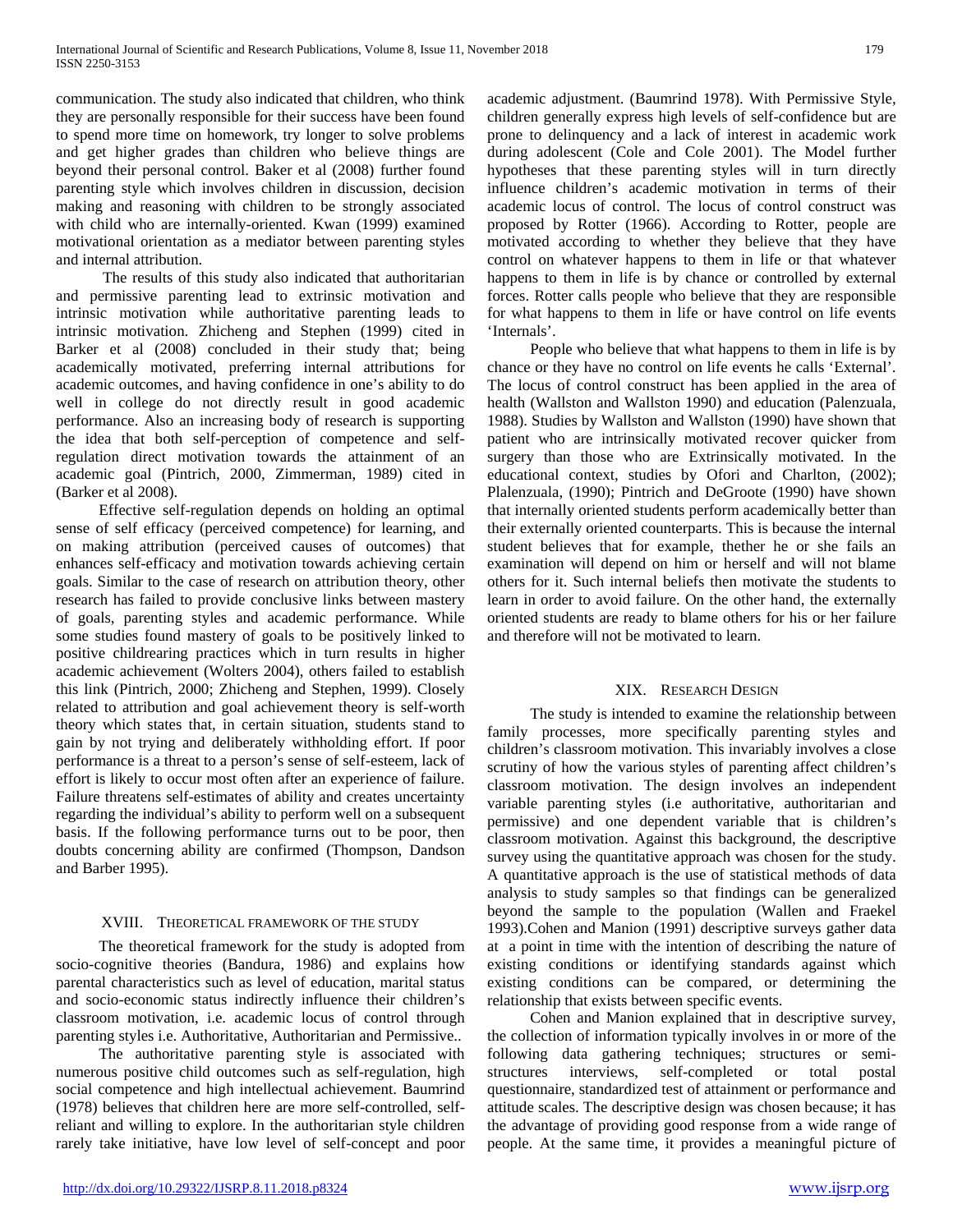communication. The study also indicated that children, who think they are personally responsible for their success have been found to spend more time on homework, try longer to solve problems and get higher grades than children who believe things are beyond their personal control. Baker et al (2008) further found parenting style which involves children in discussion, decision making and reasoning with children to be strongly associated with child who are internally-oriented. Kwan (1999) examined motivational orientation as a mediator between parenting styles and internal attribution.

The results of this study also indicated that authoritarian and permissive parenting lead to extrinsic motivation and intrinsic motivation while authoritative parenting leads to intrinsic motivation. Zhicheng and Stephen (1999) cited in Barker et al (2008) concluded in their study that; being academically motivated, preferring internal attributions for academic outcomes, and having confidence in one's ability to do well in college do not directly result in good academic performance. Also an increasing body of research is supporting the idea that both self-perception of competence and self-regulation direct motivation towards the attainment of an academic goal (Pintrich, 2000, Zimmerman, 1989) cited in (Barker et al 2008).

Effective self-regulation depends on holding an optimal sense of self efficacy (perceived competence) for learning, and on making attribution (perceived causes of outcomes) that enhances self-efficacy and motivation towards achieving certain goals. Similar to the case of research on attribution theory, other research has failed to provide conclusive links between mastery of goals, parenting styles and academic performance. While some studies found mastery of goals to be positively linked to positive childrearing practices which in turn results in higher academic achievement (Wolters 2004), others failed to establish this link (Pintrich, 2000; Zhicheng and Stephen, 1999). Closely related to attribution and goal achievement theory is self-worth theory which states that, in certain situation, students stand to gain by not trying and deliberately withholding effort. If poor performance is a threat to a person's sense of self-esteem, lack of effort is likely to occur most often after an experience of failure. Failure threatens self-estimates of ability and creates uncertainty regarding the individual's ability to perform well on a subsequent basis. If the following performance turns out to be poor, then doubts concerning ability are confirmed (Thompson, Dandson and Barber 1995).

## XVIII. Theoretical framework of the study

The theoretical framework for the study is adopted from socio-cognitive theories (Bandura, 1986) and explains how parental characteristics such as level of education, marital status and socio-economic status indirectly influence their children's classroom motivation, i.e. academic locus of control through parenting styles i.e. Authoritative, Authoritarian and Permissive..

The authoritative parenting style is associated with numerous positive child outcomes such as self-regulation, high social competence and high intellectual achievement. Baumrind (1978) believes that children here are more self-controlled, self-reliant and willing to explore. In the authoritarian style children rarely take initiative, have low level of self-concept and poor academic adjustment. (Baumrind 1978). With Permissive Style, children generally express high levels of self-confidence but are prone to delinquency and a lack of interest in academic work during adolescent (Cole and Cole 2001). The Model further hypotheses that these parenting styles will in turn directly influence children's academic motivation in terms of their academic locus of control. The locus of control construct was proposed by Rotter (1966). According to Rotter, people are motivated according to whether they believe that they have control on whatever happens to them in life or that whatever happens to them in life is by chance or controlled by external forces. Rotter calls people who believe that they are responsible for what happens to them in life or have control on life events 'Internals'.

People who believe that what happens to them in life is by chance or they have no control on life events he calls 'External'. The locus of control construct has been applied in the area of health (Wallston and Wallston 1990) and education (Palenzuala, 1988). Studies by Wallston and Wallston (1990) have shown that patient who are intrinsically motivated recover quicker from surgery than those who are Extrinsically motivated. In the educational context, studies by Ofori and Charlton, (2002); Plalenzuala, (1990); Pintrich and DeGroote (1990) have shown that internally oriented students perform academically better than their externally oriented counterparts. This is because the internal student believes that for example, thether he or she fails an examination will depend on him or herself and will not blame others for it. Such internal beliefs then motivate the students to learn in order to avoid failure. On the other hand, the externally oriented students are ready to blame others for his or her failure and therefore will not be motivated to learn.

## XIX. Research Design

The study is intended to examine the relationship between family processes, more specifically parenting styles and children's classroom motivation. This invariably involves a close scrutiny of how the various styles of parenting affect children's classroom motivation. The design involves an independent variable parenting styles (i.e authoritative, authoritarian and permissive) and one dependent variable that is children's classroom motivation. Against this background, the descriptive survey using the quantitative approach was chosen for the study. A quantitative approach is the use of statistical methods of data analysis to study samples so that findings can be generalized beyond the sample to the population (Wallen and Fraekel 1993).Cohen and Manion (1991) descriptive surveys gather data at a point in time with the intention of describing the nature of existing conditions or identifying standards against which existing conditions can be compared, or determining the relationship that exists between specific events.

Cohen and Manion explained that in descriptive survey, the collection of information typically involves in or more of the following data gathering techniques; structures or semi-structures interviews, self-completed or total postal questionnaire, standardized test of attainment or performance and attitude scales. The descriptive design was chosen because; it has the advantage of providing good response from a wide range of people. At the same time, it provides a meaningful picture of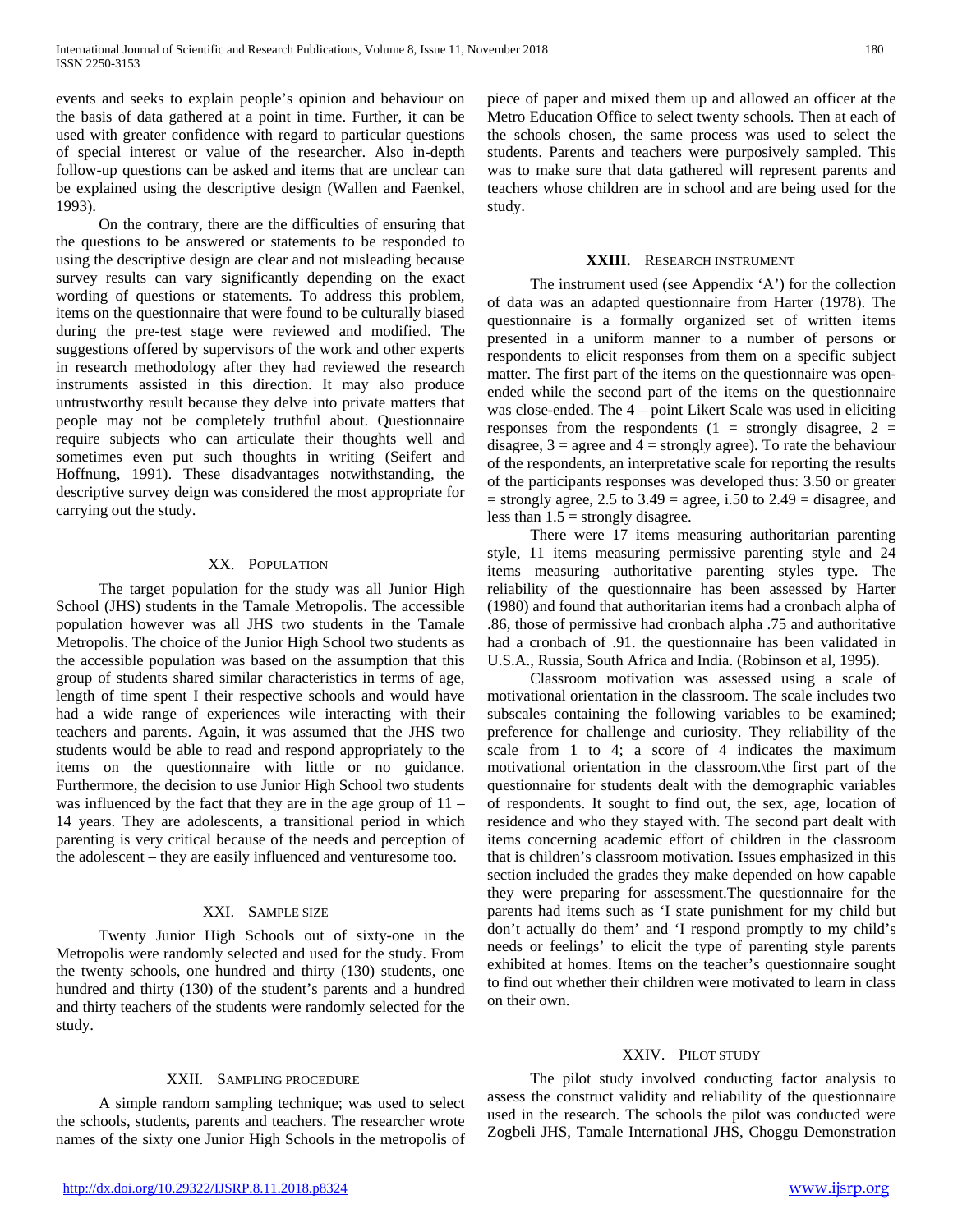events and seeks to explain people's opinion and behaviour on the basis of data gathered at a point in time. Further, it can be used with greater confidence with regard to particular questions of special interest or value of the researcher. Also in-depth follow-up questions can be asked and items that are unclear can be explained using the descriptive design (Wallen and Faenkel, 1993).

On the contrary, there are the difficulties of ensuring that the questions to be answered or statements to be responded to using the descriptive design are clear and not misleading because survey results can vary significantly depending on the exact wording of questions or statements. To address this problem, items on the questionnaire that were found to be culturally biased during the pre-test stage were reviewed and modified. The suggestions offered by supervisors of the work and other experts in research methodology after they had reviewed the research instruments assisted in this direction. It may also produce untrustworthy result because they delve into private matters that people may not be completely truthful about. Questionnaire require subjects who can articulate their thoughts well and sometimes even put such thoughts in writing (Seifert and Hoffnung, 1991). These disadvantages notwithstanding, the descriptive survey deign was considered the most appropriate for carrying out the study.

## XX. Population

The target population for the study was all Junior High School (JHS) students in the Tamale Metropolis. The accessible population however was all JHS two students in the Tamale Metropolis. The choice of the Junior High School two students as the accessible population was based on the assumption that this group of students shared similar characteristics in terms of age, length of time spent I their respective schools and would have had a wide range of experiences wile interacting with their teachers and parents. Again, it was assumed that the JHS two students would be able to read and respond appropriately to the items on the questionnaire with little or no guidance. Furthermore, the decision to use Junior High School two students was influenced by the fact that they are in the age group of 11 – 14 years. They are adolescents, a transitional period in which parenting is very critical because of the needs and perception of the adolescent – they are easily influenced and venturesome too.

## XXI. Sample size

Twenty Junior High Schools out of sixty-one in the Metropolis were randomly selected and used for the study. From the twenty schools, one hundred and thirty (130) students, one hundred and thirty (130) of the student's parents and a hundred and thirty teachers of the students were randomly selected for the study.

## XXII. Sampling procedure

A simple random sampling technique; was used to select the schools, students, parents and teachers. The researcher wrote names of the sixty one Junior High Schools in the metropolis of piece of paper and mixed them up and allowed an officer at the Metro Education Office to select twenty schools. Then at each of the schools chosen, the same process was used to select the students. Parents and teachers were purposively sampled. This was to make sure that data gathered will represent parents and teachers whose children are in school and are being used for the study.

## XXIII. Research instrument

The instrument used (see Appendix 'A') for the collection of data was an adapted questionnaire from Harter (1978). The questionnaire is a formally organized set of written items presented in a uniform manner to a number of persons or respondents to elicit responses from them on a specific subject matter. The first part of the items on the questionnaire was open-ended while the second part of the items on the questionnaire was close-ended. The 4 – point Likert Scale was used in eliciting responses from the respondents (1 = strongly disagree, 2 = disagree, 3 = agree and 4 = strongly agree). To rate the behaviour of the respondents, an interpretative scale for reporting the results of the participants responses was developed thus: 3.50 or greater = strongly agree, 2.5 to 3.49 = agree, i.50 to 2.49 = disagree, and less than 1.5 = strongly disagree.

There were 17 items measuring authoritarian parenting style, 11 items measuring permissive parenting style and 24 items measuring authoritative parenting styles type. The reliability of the questionnaire has been assessed by Harter (1980) and found that authoritarian items had a cronbach alpha of .86, those of permissive had cronbach alpha .75 and authoritative had a cronbach of .91. the questionnaire has been validated in U.S.A., Russia, South Africa and India. (Robinson et al, 1995).

Classroom motivation was assessed using a scale of motivational orientation in the classroom. The scale includes two subscales containing the following variables to be examined; preference for challenge and curiosity. They reliability of the scale from 1 to 4; a score of 4 indicates the maximum motivational orientation in the classroom.\the first part of the questionnaire for students dealt with the demographic variables of respondents. It sought to find out, the sex, age, location of residence and who they stayed with. The second part dealt with items concerning academic effort of children in the classroom that is children's classroom motivation. Issues emphasized in this section included the grades they make depended on how capable they were preparing for assessment.The questionnaire for the parents had items such as 'I state punishment for my child but don't actually do them' and 'I respond promptly to my child's needs or feelings' to elicit the type of parenting style parents exhibited at homes. Items on the teacher's questionnaire sought to find out whether their children were motivated to learn in class on their own.

## XXIV. Pilot study

The pilot study involved conducting factor analysis to assess the construct validity and reliability of the questionnaire used in the research. The schools the pilot was conducted were Zogbeli JHS, Tamale International JHS, Choggu Demonstration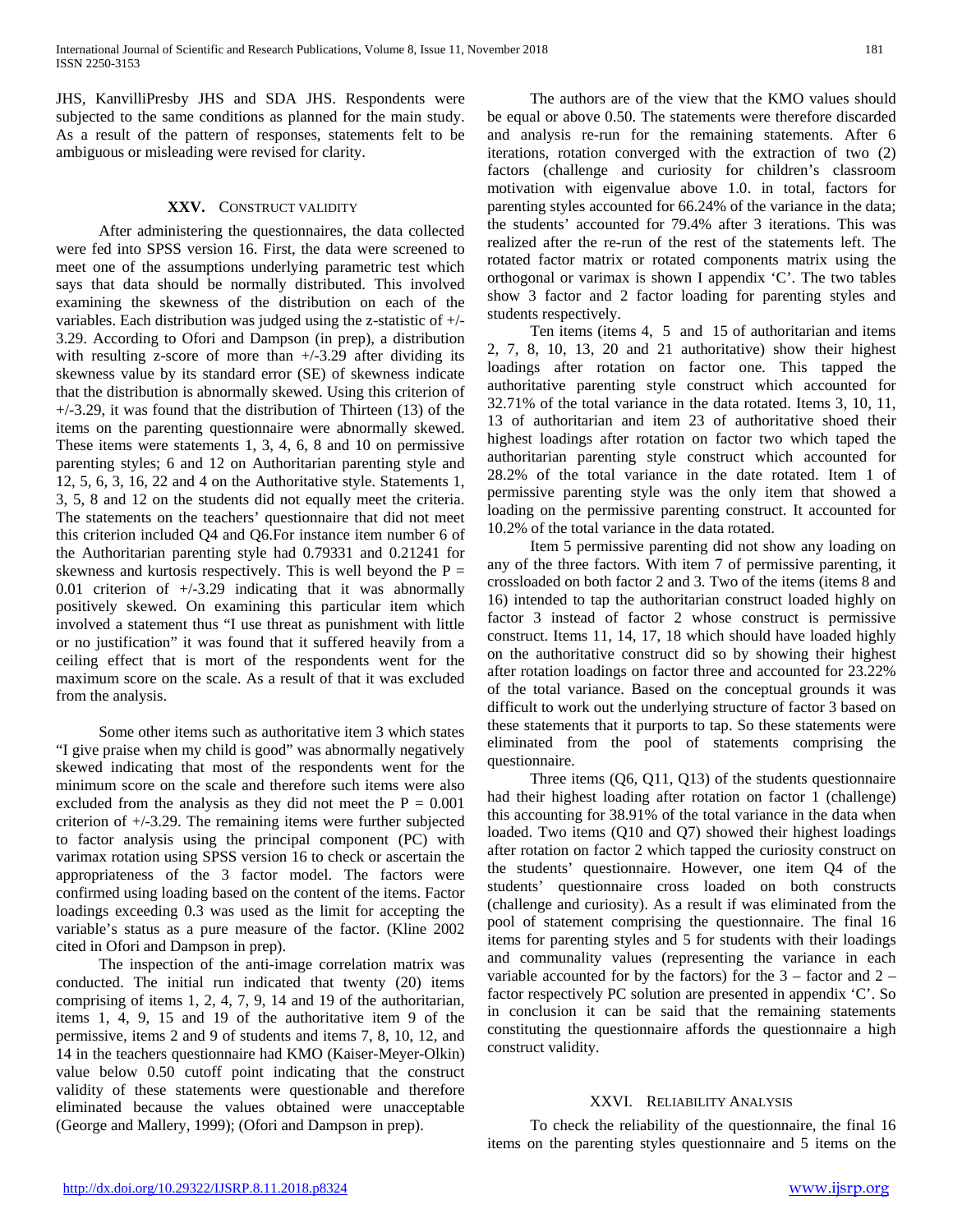JHS, KanvilliPresby JHS and SDA JHS. Respondents were subjected to the same conditions as planned for the main study. As a result of the pattern of responses, statements felt to be ambiguous or misleading were revised for clarity.

## XXV. Construct Validity

After administering the questionnaires, the data collected were fed into SPSS version 16. First, the data were screened to meet one of the assumptions underlying parametric test which says that data should be normally distributed. This involved examining the skewness of the distribution on each of the variables. Each distribution was judged using the z-statistic of +/-3.29. According to Ofori and Dampson (in prep), a distribution with resulting z-score of more than +/-3.29 after dividing its skewness value by its standard error (SE) of skewness indicate that the distribution is abnormally skewed. Using this criterion of +/-3.29, it was found that the distribution of Thirteen (13) of the items on the parenting questionnaire were abnormally skewed. These items were statements 1, 3, 4, 6, 8 and 10 on permissive parenting styles; 6 and 12 on Authoritarian parenting style and 12, 5, 6, 3, 16, 22 and 4 on the Authoritative style. Statements 1, 3, 5, 8 and 12 on the students did not equally meet the criteria. The statements on the teachers' questionnaire that did not meet this criterion included Q4 and Q6.For instance item number 6 of the Authoritarian parenting style had 0.79331 and 0.21241 for skewness and kurtosis respectively. This is well beyond the $P = 0.01$ criterion of +/-3.29 indicating that it was abnormally positively skewed. On examining this particular item which involved a statement thus "I use threat as punishment with little or no justification" it was found that it suffered heavily from a ceiling effect that is mort of the respondents went for the maximum score on the scale. As a result of that it was excluded from the analysis.

Some other items such as authoritative item 3 which states "I give praise when my child is good" was abnormally negatively skewed indicating that most of the respondents went for the minimum score on the scale and therefore such items were also excluded from the analysis as they did not meet the $P = 0.001$ criterion of +/-3.29. The remaining items were further subjected to factor analysis using the principal component (PC) with varimax rotation using SPSS version 16 to check or ascertain the appropriateness of the 3 factor model. The factors were confirmed using loading based on the content of the items. Factor loadings exceeding 0.3 was used as the limit for accepting the variable's status as a pure measure of the factor. (Kline 2002 cited in Ofori and Dampson in prep).

The inspection of the anti-image correlation matrix was conducted. The initial run indicated that twenty (20) items comprising of items 1, 2, 4, 7, 9, 14 and 19 of the authoritarian, items 1, 4, 9, 15 and 19 of the authoritative item 9 of the permissive, items 2 and 9 of students and items 7, 8, 10, 12, and 14 in the teachers questionnaire had KMO (Kaiser-Meyer-Olkin) value below 0.50 cutoff point indicating that the construct validity of these statements were questionable and therefore eliminated because the values obtained were unacceptable (George and Mallery, 1999); (Ofori and Dampson in prep).

The authors are of the view that the KMO values should be equal or above 0.50. The statements were therefore discarded and analysis re-run for the remaining statements. After 6 iterations, rotation converged with the extraction of two (2) factors (challenge and curiosity for children's classroom motivation with eigenvalue above 1.0. in total, factors for parenting styles accounted for 66.24% of the variance in the data; the students' accounted for 79.4% after 3 iterations. This was realized after the re-run of the rest of the statements left. The rotated factor matrix or rotated components matrix using the orthogonal or varimax is shown I appendix 'C'. The two tables show 3 factor and 2 factor loading for parenting styles and students respectively.

Ten items (items 4, 5 and 15 of authoritarian and items 2, 7, 8, 10, 13, 20 and 21 authoritative) show their highest loadings after rotation on factor one. This tapped the authoritative parenting style construct which accounted for 32.71% of the total variance in the data rotated. Items 3, 10, 11, 13 of authoritarian and item 23 of authoritative shoed their highest loadings after rotation on factor two which taped the authoritarian parenting style construct which accounted for 28.2% of the total variance in the date rotated. Item 1 of permissive parenting style was the only item that showed a loading on the permissive parenting construct. It accounted for 10.2% of the total variance in the data rotated.

Item 5 permissive parenting did not show any loading on any of the three factors. With item 7 of permissive parenting, it crossloaded on both factor 2 and 3. Two of the items (items 8 and 16) intended to tap the authoritarian construct loaded highly on factor 3 instead of factor 2 whose construct is permissive construct. Items 11, 14, 17, 18 which should have loaded highly on the authoritative construct did so by showing their highest after rotation loadings on factor three and accounted for 23.22% of the total variance. Based on the conceptual grounds it was difficult to work out the underlying structure of factor 3 based on these statements that it purports to tap. So these statements were eliminated from the pool of statements comprising the questionnaire.

Three items (Q6, Q11, Q13) of the students questionnaire had their highest loading after rotation on factor 1 (challenge) this accounting for 38.91% of the total variance in the data when loaded. Two items (Q10 and Q7) showed their highest loadings after rotation on factor 2 which tapped the curiosity construct on the students' questionnaire. However, one item Q4 of the students' questionnaire cross loaded on both constructs (challenge and curiosity). As a result if was eliminated from the pool of statement comprising the questionnaire. The final 16 items for parenting styles and 5 for students with their loadings and communality values (representing the variance in each variable accounted for by the factors) for the 3 – factor and 2 – factor respectively PC solution are presented in appendix 'C'. So in conclusion it can be said that the remaining statements constituting the questionnaire affords the questionnaire a high construct validity.

## XXVI. Reliability Analysis

To check the reliability of the questionnaire, the final 16 items on the parenting styles questionnaire and 5 items on the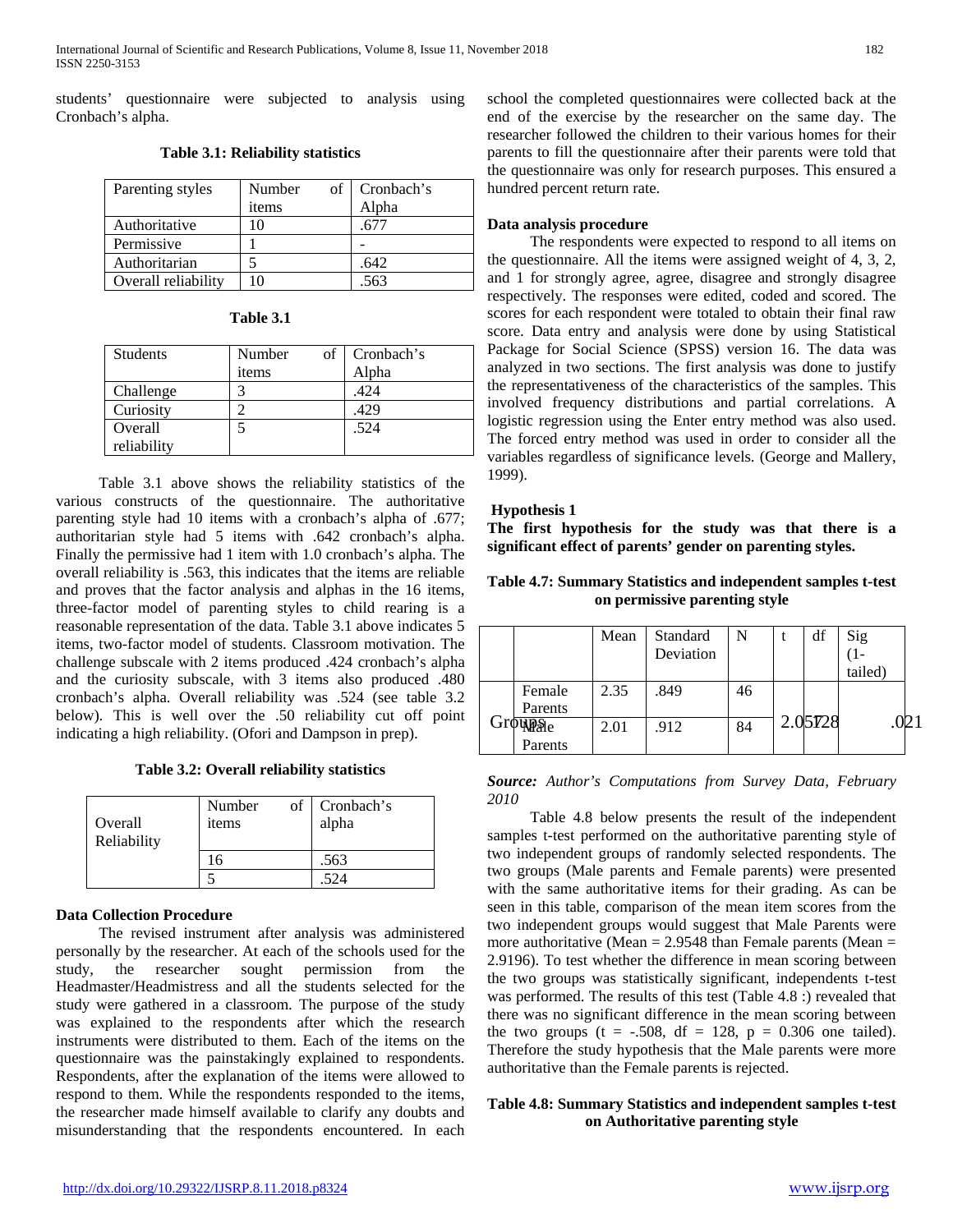students' questionnaire were subjected to analysis using Cronbach's alpha.

**Table 3.1: Reliability statistics**

| Parenting styles | Number of items | Cronbach's Alpha |
|---|---|---|
| Authoritative | 10 | .677 |
| Permissive | 1 | - |
| Authoritarian | 5 | .642 |
| Overall reliability | 10 | .563 |

**Table 3.1**

| Students | Number of items | Cronbach's Alpha |
|---|---|---|
| Challenge | 3 | .424 |
| Curiosity | 2 | .429 |
| Overall reliability | 5 | .524 |

Table 3.1 above shows the reliability statistics of the various constructs of the questionnaire. The authoritative parenting style had 10 items with a cronbach's alpha of .677; authoritarian style had 5 items with .642 cronbach's alpha. Finally the permissive had 1 item with 1.0 cronbach's alpha. The overall reliability is .563, this indicates that the items are reliable and proves that the factor analysis and alphas in the 16 items, three-factor model of parenting styles to child rearing is a reasonable representation of the data. Table 3.1 above indicates 5 items, two-factor model of students. Classroom motivation. The challenge subscale with 2 items produced .424 cronbach's alpha and the curiosity subscale, with 3 items also produced .480 cronbach's alpha. Overall reliability was .524 (see table 3.2 below). This is well over the .50 reliability cut off point indicating a high reliability. (Ofori and Dampson in prep).

**Table 3.2: Overall reliability statistics**

| | Number of items | Cronbach's alpha |
|---|---|---|
| Overall Reliability | 16 | .563 |
| | 5 | .524 |

**Data Collection Procedure**

The revised instrument after analysis was administered personally by the researcher. At each of the schools used for the study, the researcher sought permission from the Headmaster/Headmistress and all the students selected for the study were gathered in a classroom. The purpose of the study was explained to the respondents after which the research instruments were distributed to them. Each of the items on the questionnaire was the painstakingly explained to respondents. Respondents, after the explanation of the items were allowed to respond to them. While the respondents responded to the items, the researcher made himself available to clarify any doubts and misunderstanding that the respondents encountered. In each school the completed questionnaires were collected back at the end of the exercise by the researcher on the same day. The researcher followed the children to their various homes for their parents to fill the questionnaire after their parents were told that the questionnaire was only for research purposes. This ensured a hundred percent return rate.

**Data analysis procedure**

The respondents were expected to respond to all items on the questionnaire. All the items were assigned weight of 4, 3, 2, and 1 for strongly agree, agree, disagree and strongly disagree respectively. The responses were edited, coded and scored. The scores for each respondent were totaled to obtain their final raw score. Data entry and analysis were done by using Statistical Package for Social Science (SPSS) version 16. The data was analyzed in two sections. The first analysis was done to justify the representativeness of the characteristics of the samples. This involved frequency distributions and partial correlations. A logistic regression using the Enter entry method was also used. The forced entry method was used in order to consider all the variables regardless of significance levels. (George and Mallery, 1999).

**Hypothesis 1**

**The first hypothesis for the study was that there is a significant effect of parents' gender on parenting styles.**

**Table 4.7: Summary Statistics and independent samples t-test on permissive parenting style**

| | | Mean | Standard Deviation | N | t | df | Sig (1-tailed) |
|---|---|---|---|---|---|---|---|
| Groups | Female Parents | 2.35 | .849 | 46 | 2.057 | 128 | .021 |
| | Male Parents | 2.01 | .912 | 84 | | | |

***Source:*** *Author's Computations from Survey Data, February 2010*

Table 4.8 below presents the result of the independent samples t-test performed on the authoritative parenting style of two independent groups of randomly selected respondents. The two groups (Male parents and Female parents) were presented with the same authoritative items for their grading. As can be seen in this table, comparison of the mean item scores from the two independent groups would suggest that Male Parents were more authoritative (Mean = 2.9548 than Female parents (Mean = 2.9196). To test whether the difference in mean scoring between the two groups was statistically significant, independents t-test was performed. The results of this test (Table 4.8 :) revealed that there was no significant difference in the mean scoring between the two groups (t = -.508, df = 128, p = 0.306 one tailed). Therefore the study hypothesis that the Male parents were more authoritative than the Female parents is rejected.

**Table 4.8: Summary Statistics and independent samples t-test on Authoritative parenting style**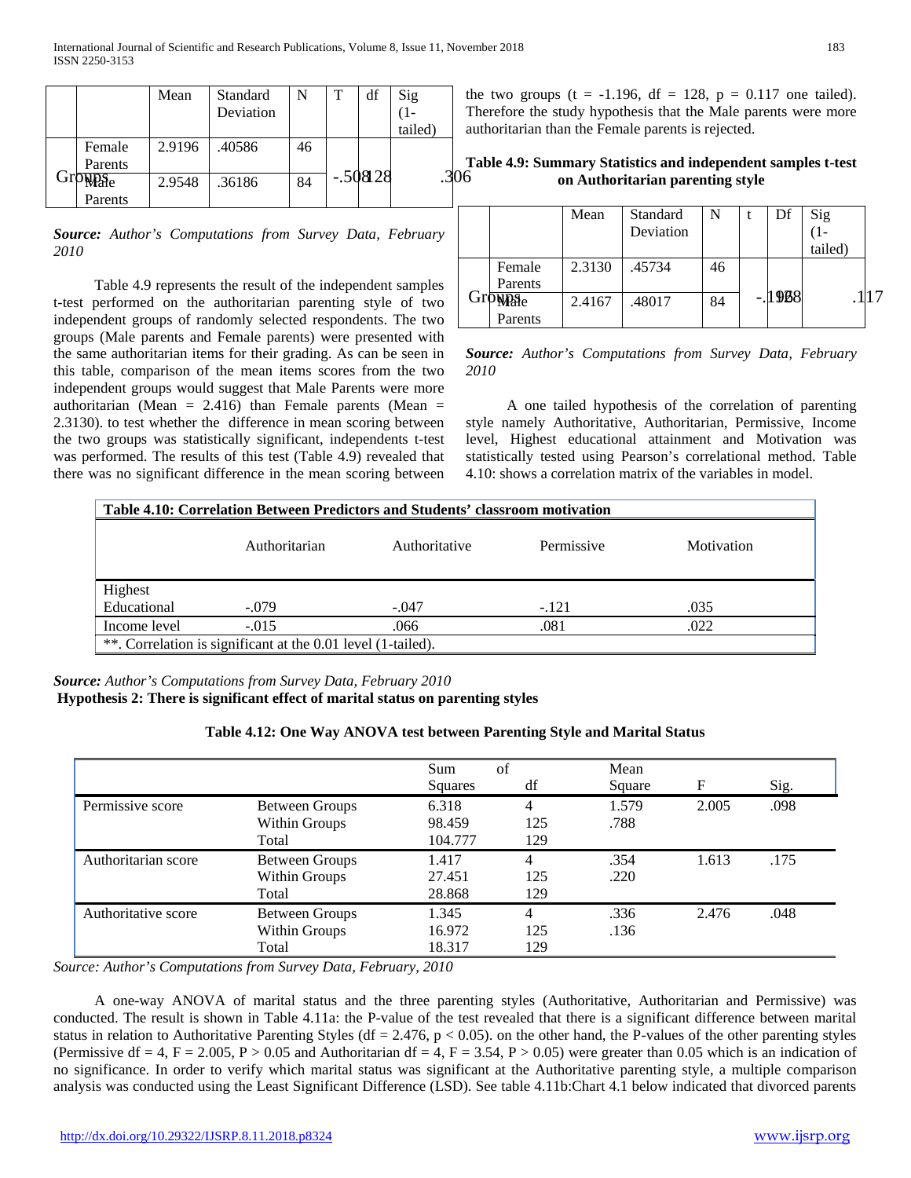| | | Mean | Standard Deviation | N | T | df | Sig (1-tailed) |
|---|---|---|---|---|---|---|---|
| Groups | Female Parents | 2.9196 | .40586 | 46 | -.508 | 128 | .306 |
| | Male Parents | 2.9548 | .36186 | 84 | | | |

***Source:*** *Author's Computations from Survey Data, February 2010*

Table 4.9 represents the result of the independent samples t-test performed on the authoritarian parenting style of two independent groups of randomly selected respondents. The two groups (Male parents and Female parents) were presented with the same authoritarian items for their grading. As can be seen in this table, comparison of the mean items scores from the two independent groups would suggest that Male Parents were more authoritarian (Mean = 2.416) than Female parents (Mean = 2.3130). to test whether the difference in mean scoring between the two groups was statistically significant, independents t-test was performed. The results of this test (Table 4.9) revealed that there was no significant difference in the mean scoring between the two groups (t = -1.196, df = 128, p = 0.117 one tailed). Therefore the study hypothesis that the Male parents were more authoritarian than the Female parents is rejected.

**Table 4.9: Summary Statistics and independent samples t-test on Authoritarian parenting style**

| | | Mean | Standard Deviation | N | t | Df | Sig (1-tailed) |
|---|---|---|---|---|---|---|---|
| Groups | Female Parents | 2.3130 | .45734 | 46 | -.1968 | 128 | .117 |
| | Male Parents | 2.4167 | .48017 | 84 | | | |

***Source:*** *Author's Computations from Survey Data, February 2010*

A one tailed hypothesis of the correlation of parenting style namely Authoritative, Authoritarian, Permissive, Income level, Highest educational attainment and Motivation was statistically tested using Pearson's correlational method. Table 4.10: shows a correlation matrix of the variables in model.

**Table 4.10: Correlation Between Predictors and Students' classroom motivation**

| | Authoritarian | Authoritative | Permissive | Motivation |
|---|---|---|---|---|
| Highest Educational | -.079 | -.047 | -.121 | .035 |
| Income level | -.015 | .066 | .081 | .022 |

**. Correlation is significant at the 0.01 level (1-tailed).

***Source:*** *Author's Computations from Survey Data, February 2010*

**Hypothesis 2: There is significant effect of marital status on parenting styles**

**Table 4.12: One Way ANOVA test between Parenting Style and Marital Status**

| | | Sum of Squares | df | Mean Square | F | Sig. |
|---|---|---|---|---|---|---|
| Permissive score | Between Groups | 6.318 | 4 | 1.579 | 2.005 | .098 |
| | Within Groups | 98.459 | 125 | .788 | | |
| | Total | 104.777 | 129 | | | |
| Authoritarian score | Between Groups | 1.417 | 4 | .354 | 1.613 | .175 |
| | Within Groups | 27.451 | 125 | .220 | | |
| | Total | 28.868 | 129 | | | |
| Authoritative score | Between Groups | 1.345 | 4 | .336 | 2.476 | .048 |
| | Within Groups | 16.972 | 125 | .136 | | |
| | Total | 18.317 | 129 | | | |

*Source: Author's Computations from Survey Data, February, 2010*

A one-way ANOVA of marital status and the three parenting styles (Authoritative, Authoritarian and Permissive) was conducted. The result is shown in Table 4.11a: the P-value of the test revealed that there is a significant difference between marital status in relation to Authoritative Parenting Styles (df = 2.476, p < 0.05). on the other hand, the P-values of the other parenting styles (Permissive df = 4, F = 2.005, P > 0.05 and Authoritarian df = 4, F = 3.54, P > 0.05) were greater than 0.05 which is an indication of no significance. In order to verify which marital status was significant at the Authoritative parenting style, a multiple comparison analysis was conducted using the Least Significant Difference (LSD). See table 4.11b:Chart 4.1 below indicated that divorced parents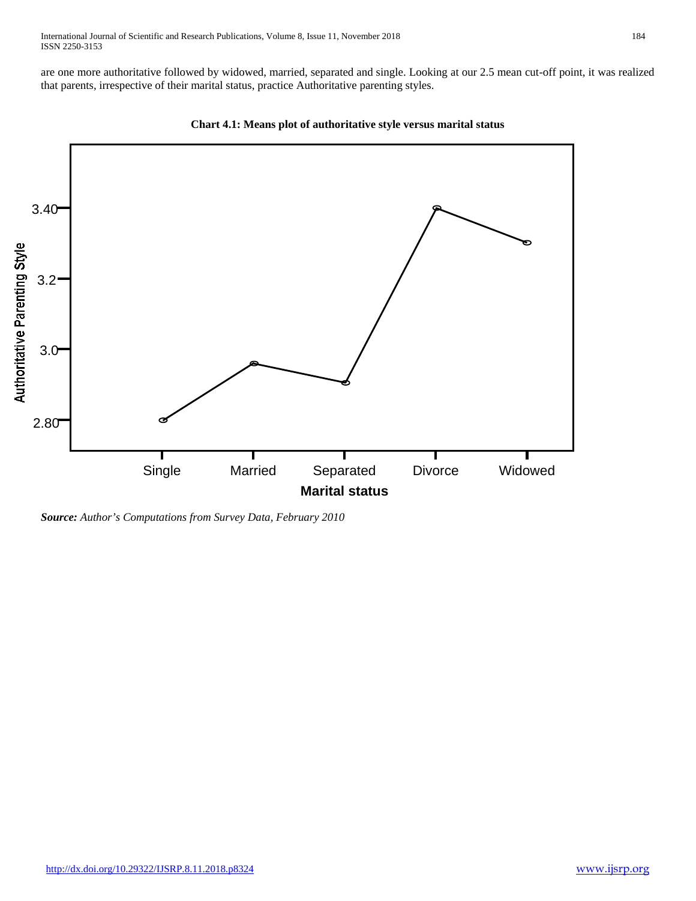are one more authoritative followed by widowed, married, separated and single. Looking at our 2.5 mean cut-off point, it was realized that parents, irrespective of their marital status, practice Authoritative parenting styles.

**Chart 4.1: Means plot of authoritative style versus marital status**

***Source:*** *Author's Computations from Survey Data, February 2010*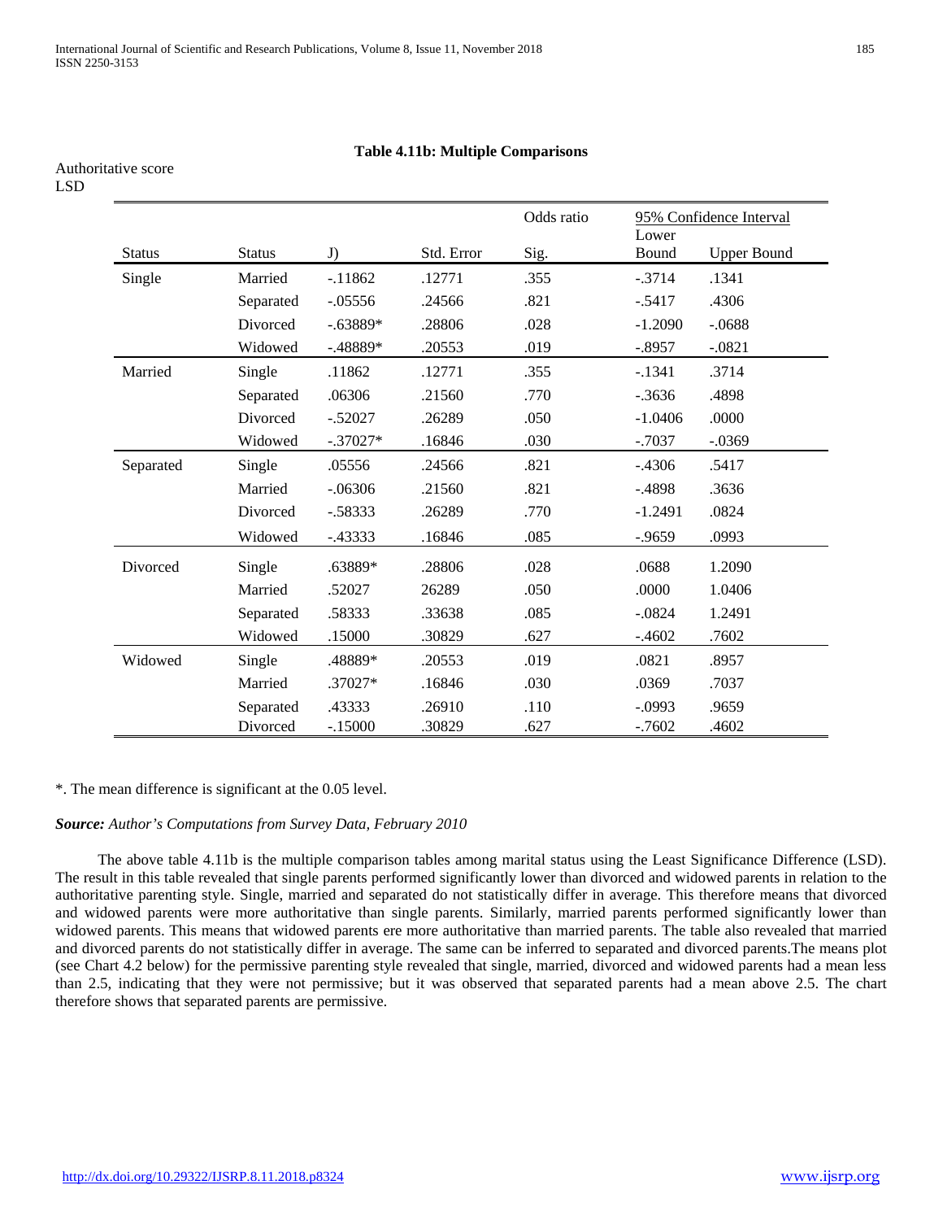Authoritative score
LSD

**Table 4.11b: Multiple Comparisons**

| Status | Status | J) | Std. Error | Odds ratio Sig. | 95% Confidence Interval Lower Bound | Upper Bound |
|---|---|---|---|---|---|---|
| Single | Married | -.11862 | .12771 | .355 | -.3714 | .1341 |
| | Separated | -.05556 | .24566 | .821 | -.5417 | .4306 |
| | Divorced | -.63889* | .28806 | .028 | -1.2090 | -.0688 |
| | Widowed | -.48889* | .20553 | .019 | -.8957 | -.0821 |
| Married | Single | .11862 | .12771 | .355 | -.1341 | .3714 |
| | Separated | .06306 | .21560 | .770 | -.3636 | .4898 |
| | Divorced | -.52027 | .26289 | .050 | -1.0406 | .0000 |
| | Widowed | -.37027* | .16846 | .030 | -.7037 | -.0369 |
| Separated | Single | .05556 | .24566 | .821 | -.4306 | .5417 |
| | Married | -.06306 | .21560 | .821 | -.4898 | .3636 |
| | Divorced | -.58333 | .26289 | .770 | -1.2491 | .0824 |
| | Widowed | -.43333 | .16846 | .085 | -.9659 | .0993 |
| Divorced | Single | .63889* | .28806 | .028 | .0688 | 1.2090 |
| | Married | .52027 | 26289 | .050 | .0000 | 1.0406 |
| | Separated | .58333 | .33638 | .085 | -.0824 | 1.2491 |
| | Widowed | .15000 | .30829 | .627 | -.4602 | .7602 |
| Widowed | Single | .48889* | .20553 | .019 | .0821 | .8957 |
| | Married | .37027* | .16846 | .030 | .0369 | .7037 |
| | Separated | .43333 | .26910 | .110 | -.0993 | .9659 |
| | Divorced | -.15000 | .30829 | .627 | -.7602 | .4602 |

*. The mean difference is significant at the 0.05 level.

***Source:*** *Author's Computations from Survey Data, February 2010*

The above table 4.11b is the multiple comparison tables among marital status using the Least Significance Difference (LSD). The result in this table revealed that single parents performed significantly lower than divorced and widowed parents in relation to the authoritative parenting style. Single, married and separated do not statistically differ in average. This therefore means that divorced and widowed parents were more authoritative than single parents. Similarly, married parents performed significantly lower than widowed parents. This means that widowed parents ere more authoritative than married parents. The table also revealed that married and divorced parents do not statistically differ in average. The same can be inferred to separated and divorced parents.The means plot (see Chart 4.2 below) for the permissive parenting style revealed that single, married, divorced and widowed parents had a mean less than 2.5, indicating that they were not permissive; but it was observed that separated parents had a mean above 2.5. The chart therefore shows that separated parents are permissive.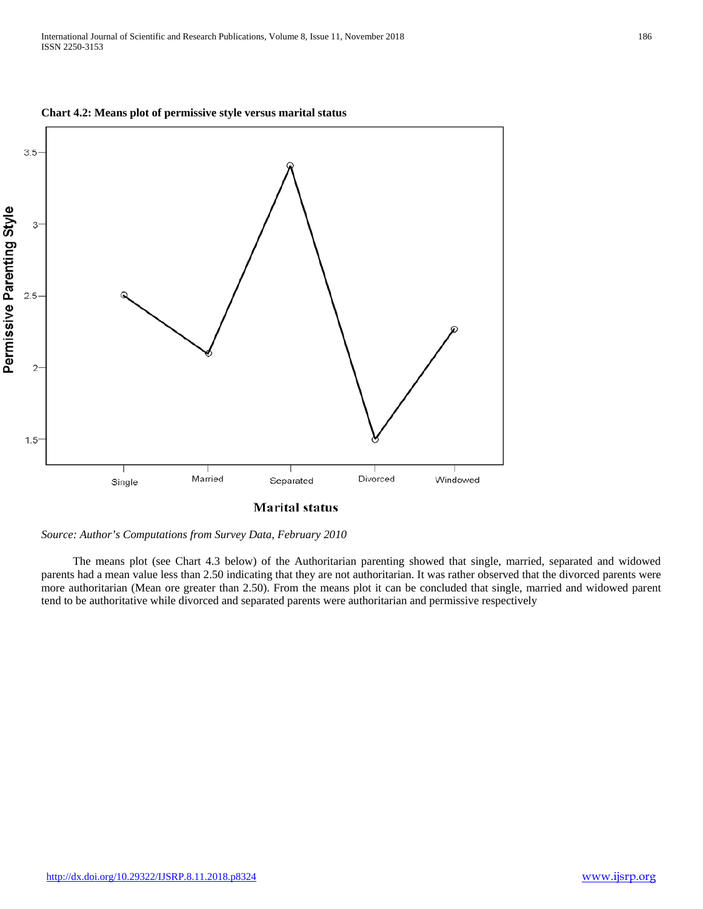**Chart 4.2: Means plot of permissive style versus marital status**

*Source: Author's Computations from Survey Data, February 2010*

The means plot (see Chart 4.3 below) of the Authoritarian parenting showed that single, married, separated and widowed parents had a mean value less than 2.50 indicating that they are not authoritarian. It was rather observed that the divorced parents were more authoritarian (Mean ore greater than 2.50). From the means plot it can be concluded that single, married and widowed parent tend to be authoritative while divorced and separated parents were authoritarian and permissive respectively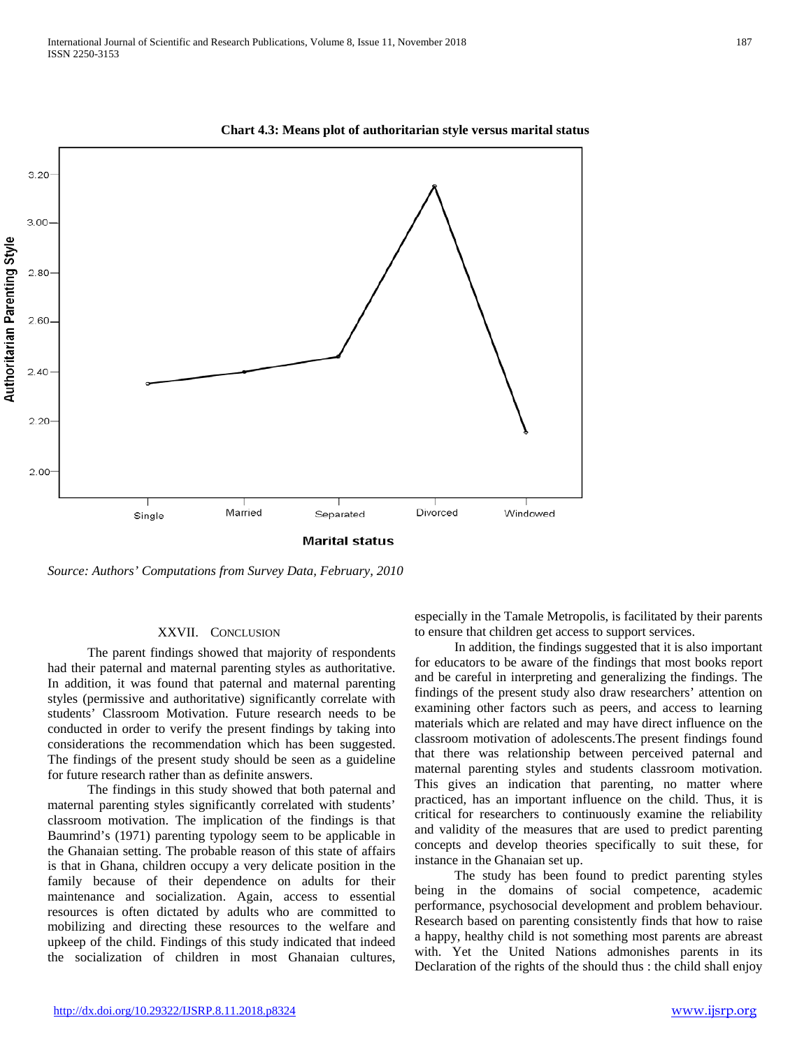**Chart 4.3: Means plot of authoritarian style versus marital status**

*Source: Authors' Computations from Survey Data, February, 2010*

## XXVII. Conclusion

The parent findings showed that majority of respondents had their paternal and maternal parenting styles as authoritative. In addition, it was found that paternal and maternal parenting styles (permissive and authoritative) significantly correlate with students' Classroom Motivation. Future research needs to be conducted in order to verify the present findings by taking into considerations the recommendation which has been suggested. The findings of the present study should be seen as a guideline for future research rather than as definite answers.

The findings in this study showed that both paternal and maternal parenting styles significantly correlated with students' classroom motivation. The implication of the findings is that Baumrind's (1971) parenting typology seem to be applicable in the Ghanaian setting. The probable reason of this state of affairs is that in Ghana, children occupy a very delicate position in the family because of their dependence on adults for their maintenance and socialization. Again, access to essential resources is often dictated by adults who are committed to mobilizing and directing these resources to the welfare and upkeep of the child. Findings of this study indicated that indeed the socialization of children in most Ghanaian cultures, especially in the Tamale Metropolis, is facilitated by their parents to ensure that children get access to support services.

In addition, the findings suggested that it is also important for educators to be aware of the findings that most books report and be careful in interpreting and generalizing the findings. The findings of the present study also draw researchers' attention on examining other factors such as peers, and access to learning materials which are related and may have direct influence on the classroom motivation of adolescents.The present findings found that there was relationship between perceived paternal and maternal parenting styles and students classroom motivation. This gives an indication that parenting, no matter where practiced, has an important influence on the child. Thus, it is critical for researchers to continuously examine the reliability and validity of the measures that are used to predict parenting concepts and develop theories specifically to suit these, for instance in the Ghanaian set up.

The study has been found to predict parenting styles being in the domains of social competence, academic performance, psychosocial development and problem behaviour. Research based on parenting consistently finds that how to raise a happy, healthy child is not something most parents are abreast with. Yet the United Nations admonishes parents in its Declaration of the rights of the should thus : the child shall enjoy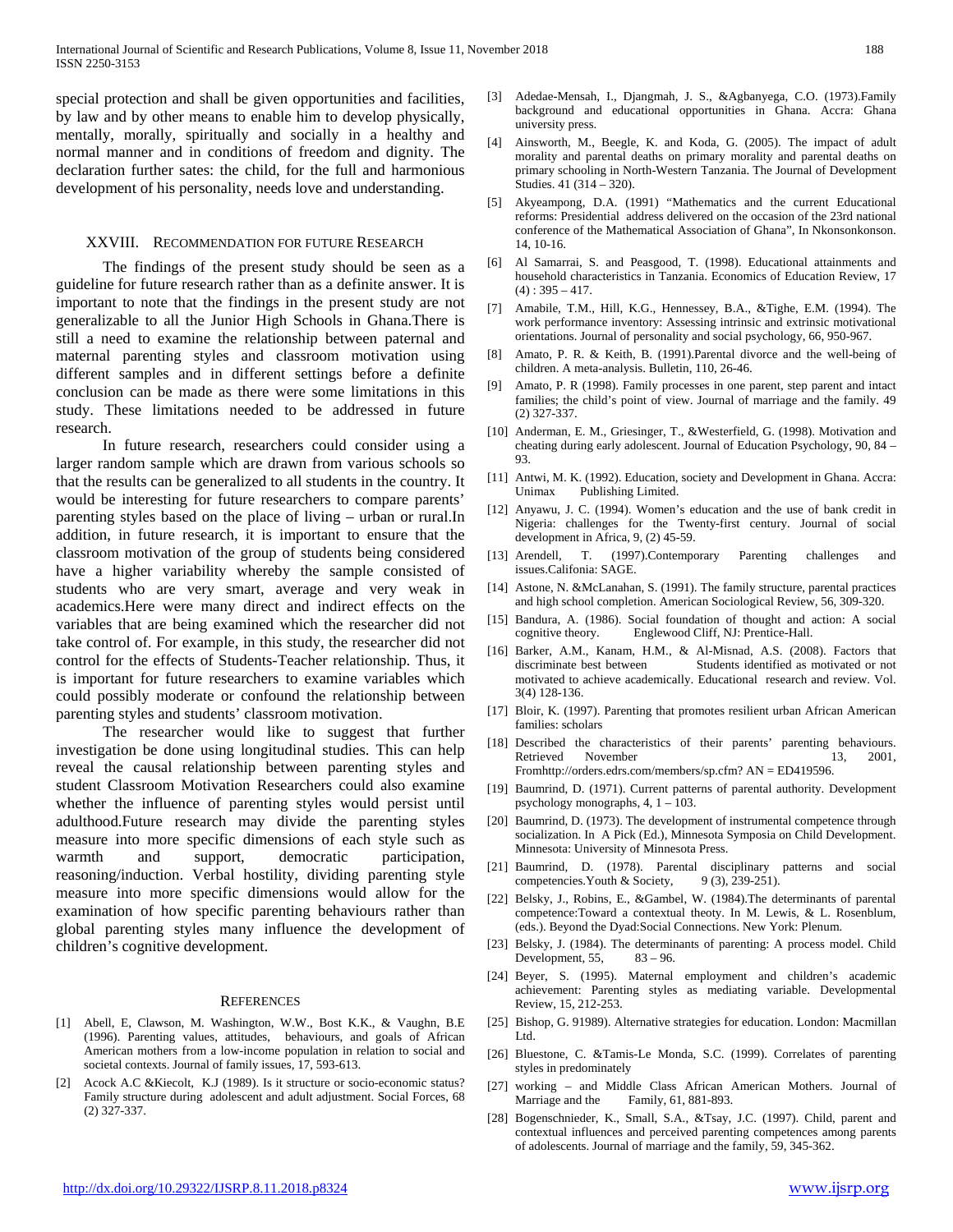special protection and shall be given opportunities and facilities, by law and by other means to enable him to develop physically, mentally, morally, spiritually and socially in a healthy and normal manner and in conditions of freedom and dignity. The declaration further sates: the child, for the full and harmonious development of his personality, needs love and understanding.

## XXVIII. Recommendation for future Research

The findings of the present study should be seen as a guideline for future research rather than as a definite answer. It is important to note that the findings in the present study are not generalizable to all the Junior High Schools in Ghana.There is still a need to examine the relationship between paternal and maternal parenting styles and classroom motivation using different samples and in different settings before a definite conclusion can be made as there were some limitations in this study. These limitations needed to be addressed in future research.

In future research, researchers could consider using a larger random sample which are drawn from various schools so that the results can be generalized to all students in the country. It would be interesting for future researchers to compare parents' parenting styles based on the place of living – urban or rural.In addition, in future research, it is important to ensure that the classroom motivation of the group of students being considered have a higher variability whereby the sample consisted of students who are very smart, average and very weak in academics.Here were many direct and indirect effects on the variables that are being examined which the researcher did not take control of. For example, in this study, the researcher did not control for the effects of Students-Teacher relationship. Thus, it is important for future researchers to examine variables which could possibly moderate or confound the relationship between parenting styles and students' classroom motivation.

The researcher would like to suggest that further investigation be done using longitudinal studies. This can help reveal the causal relationship between parenting styles and student Classroom Motivation Researchers could also examine whether the influence of parenting styles would persist until adulthood.Future research may divide the parenting styles measure into more specific dimensions of each style such as warmth and support, democratic participation, reasoning/induction. Verbal hostility, dividing parenting style measure into more specific dimensions would allow for the examination of how specific parenting behaviours rather than global parenting styles many influence the development of children's cognitive development.

## References

[1] Abell, E, Clawson, M. Washington, W.W., Bost K.K., & Vaughn, B.E (1996). Parenting values, attitudes, behaviours, and goals of African American mothers from a low-income population in relation to social and societal contexts. Journal of family issues, 17, 593-613.

[2] Acock A.C &Kiecolt, K.J (1989). Is it structure or socio-economic status? Family structure during adolescent and adult adjustment. Social Forces, 68 (2) 327-337.

[3] Adedae-Mensah, I., Djangmah, J. S., &Agbanyega, C.O. (1973).Family background and educational opportunities in Ghana. Accra: Ghana university press.

[4] Ainsworth, M., Beegle, K. and Koda, G. (2005). The impact of adult morality and parental deaths on primary morality and parental deaths on primary schooling in North-Western Tanzania. The Journal of Development Studies. 41 (314 – 320).

[5] Akyeampong, D.A. (1991) "Mathematics and the current Educational reforms: Presidential address delivered on the occasion of the 23rd national conference of the Mathematical Association of Ghana", In Nkonsonkonson. 14, 10-16.

[6] Al Samarrai, S. and Peasgood, T. (1998). Educational attainments and household characteristics in Tanzania. Economics of Education Review, 17 (4) : 395 – 417.

[7] Amabile, T.M., Hill, K.G., Hennessey, B.A., &Tighe, E.M. (1994). The work performance inventory: Assessing intrinsic and extrinsic motivational orientations. Journal of personality and social psychology, 66, 950-967.

[8] Amato, P. R. & Keith, B. (1991).Parental divorce and the well-being of children. A meta-analysis. Bulletin, 110, 26-46.

[9] Amato, P. R (1998). Family processes in one parent, step parent and intact families; the child's point of view. Journal of marriage and the family. 49 (2) 327-337.

[10] Anderman, E. M., Griesinger, T., &Westerfield, G. (1998). Motivation and cheating during early adolescent. Journal of Education Psychology, 90, 84 – 93.

[11] Antwi, M. K. (1992). Education, society and Development in Ghana. Accra: Unimax Publishing Limited.

[12] Anyawu, J. C. (1994). Women's education and the use of bank credit in Nigeria: challenges for the Twenty-first century. Journal of social development in Africa, 9, (2) 45-59.

[13] Arendell, T. (1997).Contemporary Parenting challenges and issues.Califonia: SAGE.

[14] Astone, N. &McLanahan, S. (1991). The family structure, parental practices and high school completion. American Sociological Review, 56, 309-320.

[15] Bandura, A. (1986). Social foundation of thought and action: A social cognitive theory. Englewood Cliff, NJ: Prentice-Hall.

[16] Barker, A.M., Kanam, H.M., & Al-Misnad, A.S. (2008). Factors that discriminate best between Students identified as motivated or not motivated to achieve academically. Educational research and review. Vol. 3(4) 128-136.

[17] Bloir, K. (1997). Parenting that promotes resilient urban African American families: scholars

[18] Described the characteristics of their parents' parenting behaviours. Retrieved November 13, 2001, Fromhttp://orders.edrs.com/members/sp.cfm? AN = ED419596.

[19] Baumrind, D. (1971). Current patterns of parental authority. Development psychology monographs, 4, 1 – 103.

[20] Baumrind, D. (1973). The development of instrumental competence through socialization. In A Pick (Ed.), Minnesota Symposia on Child Development. Minnesota: University of Minnesota Press.

[21] Baumrind, D. (1978). Parental disciplinary patterns and social competencies.Youth & Society, 9 (3), 239-251).

[22] Belsky, J., Robins, E., &Gambel, W. (1984).The determinants of parental competence:Toward a contextual theoty. In M. Lewis, & L. Rosenblum, (eds.). Beyond the Dyad:Social Connections. New York: Plenum.

[23] Belsky, J. (1984). The determinants of parenting: A process model. Child Development, 55, 83 – 96.

[24] Beyer, S. (1995). Maternal employment and children's academic achievement: Parenting styles as mediating variable. Developmental Review, 15, 212-253.

[25] Bishop, G. 91989). Alternative strategies for education. London: Macmillan Ltd.

[26] Bluestone, C. &Tamis-Le Monda, S.C. (1999). Correlates of parenting styles in predominately

[27] working – and Middle Class African American Mothers. Journal of Marriage and the Family, 61, 881-893.

[28] Bogenschnieder, K., Small, S.A., &Tsay, J.C. (1997). Child, parent and contextual influences and perceived parenting competences among parents of adolescents. Journal of marriage and the family, 59, 345-362.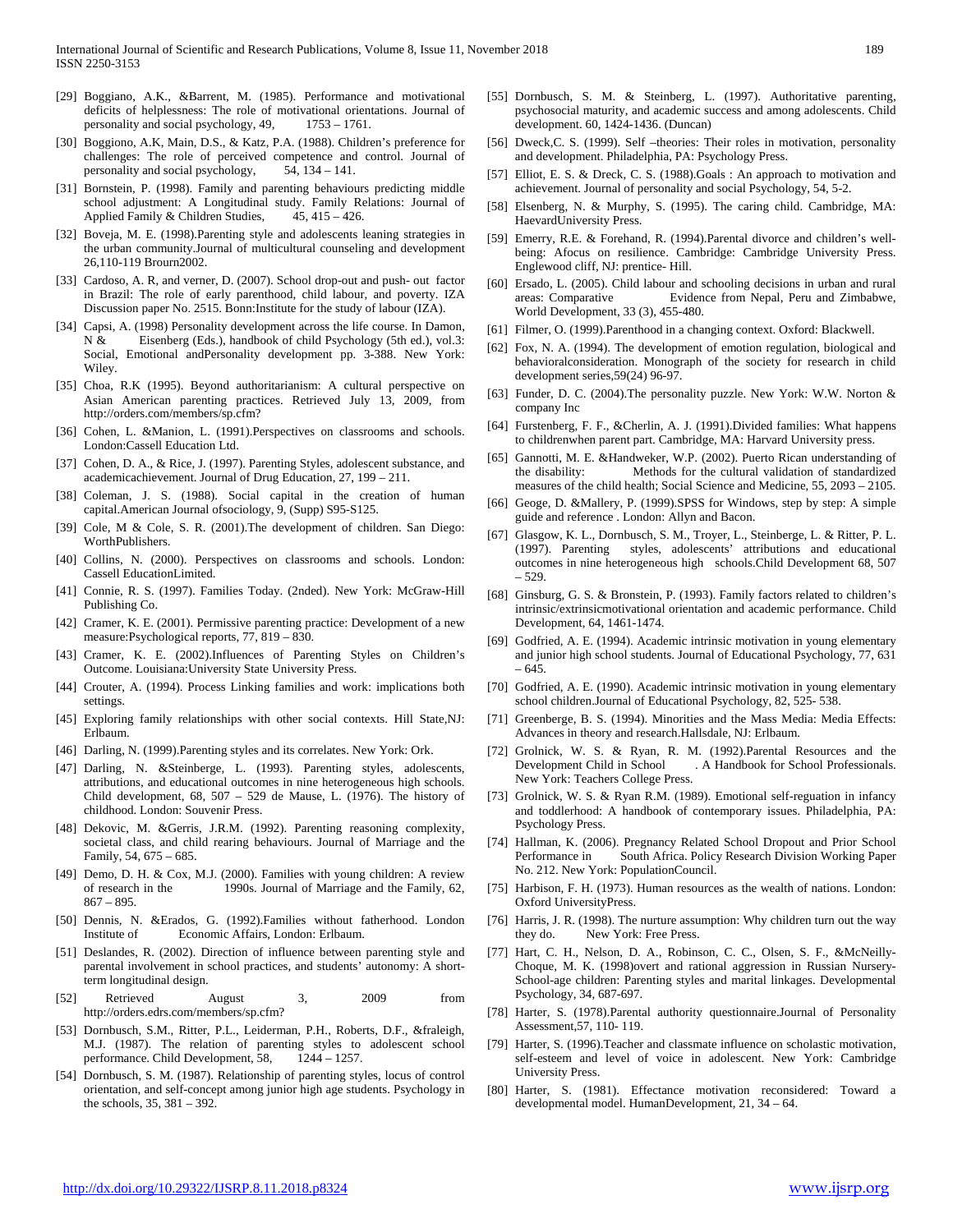[29] Boggiano, A.K., &Barrent, M. (1985). Performance and motivational deficits of helplessness: The role of motivational orientations. Journal of personality and social psychology, 49, 1753 – 1761.

[30] Boggiono, A.K, Main, D.S., & Katz, P.A. (1988). Children's preference for challenges: The role of perceived competence and control. Journal of personality and social psychology, 54, 134 – 141.

[31] Bornstein, P. (1998). Family and parenting behaviours predicting middle school adjustment: A Longitudinal study. Family Relations: Journal of Applied Family & Children Studies, 45, 415 – 426.

[32] Boveja, M. E. (1998).Parenting style and adolescents leaning strategies in the urban community.Journal of multicultural counseling and development 26,110-119 Brourn2002.

[33] Cardoso, A. R, and verner, D. (2007). School drop-out and push- out factor in Brazil: The role of early parenthood, child labour, and poverty. IZA Discussion paper No. 2515. Bonn:Institute for the study of labour (IZA).

[34] Capsi, A. (1998) Personality development across the life course. In Damon, N & Eisenberg (Eds.), handbook of child Psychology (5th ed.), vol.3: Social, Emotional andPersonality development pp. 3-388. New York: Wiley.

[35] Choa, R.K (1995). Beyond authoritarianism: A cultural perspective on Asian American parenting practices. Retrieved July 13, 2009, from http://orders.com/members/sp.cfm?

[36] Cohen, L. &Manion, L. (1991).Perspectives on classrooms and schools. London:Cassell Education Ltd.

[37] Cohen, D. A., & Rice, J. (1997). Parenting Styles, adolescent substance, and academicachievement. Journal of Drug Education, 27, 199 – 211.

[38] Coleman, J. S. (1988). Social capital in the creation of human capital.American Journal ofsociology, 9, (Supp) S95-S125.

[39] Cole, M & Cole, S. R. (2001).The development of children. San Diego: WorthPublishers.

[40] Collins, N. (2000). Perspectives on classrooms and schools. London: Cassell EducationLimited.

[41] Connie, R. S. (1997). Families Today. (2nded). New York: McGraw-Hill Publishing Co.

[42] Cramer, K. E. (2001). Permissive parenting practice: Development of a new measure:Psychological reports, 77, 819 – 830.

[43] Cramer, K. E. (2002).Influences of Parenting Styles on Children's Outcome. Louisiana:University State University Press.

[44] Crouter, A. (1994). Process Linking families and work: implications both settings.

[45] Exploring family relationships with other social contexts. Hill State,NJ: Erlbaum.

[46] Darling, N. (1999).Parenting styles and its correlates. New York: Ork.

[47] Darling, N. &Steinberge, L. (1993). Parenting styles, adolescents, attributions, and educational outcomes in nine heterogeneous high schools. Child development, 68, 507 – 529 de Mause, L. (1976). The history of childhood. London: Souvenir Press.

[48] Dekovic, M. &Gerris, J.R.M. (1992). Parenting reasoning complexity, societal class, and child rearing behaviours. Journal of Marriage and the Family, 54, 675 – 685.

[49] Demo, D. H. & Cox, M.J. (2000). Families with young children: A review of research in the 1990s. Journal of Marriage and the Family, 62, 867 – 895.

[50] Dennis, N. &Erados, G. (1992).Families without fatherhood. London Institute of Economic Affairs, London: Erlbaum.

[51] Deslandes, R. (2002). Direction of influence between parenting style and parental involvement in school practices, and students' autonomy: A short-term longitudinal design.

[52] Retrieved August 3, 2009 from http://orders.edrs.com/members/sp.cfm?

[53] Dornbusch, S.M., Ritter, P.L., Leiderman, P.H., Roberts, D.F., &fraleigh, M.J. (1987). The relation of parenting styles to adolescent school performance. Child Development, 58, 1244 – 1257.

[54] Dornbusch, S. M. (1987). Relationship of parenting styles, locus of control orientation, and self-concept among junior high age students. Psychology in the schools, 35, 381 – 392.

[55] Dornbusch, S. M. & Steinberg, L. (1997). Authoritative parenting, psychosocial maturity, and academic success and among adolescents. Child development. 60, 1424-1436. (Duncan)

[56] Dweck,C. S. (1999). Self –theories: Their roles in motivation, personality and development. Philadelphia, PA: Psychology Press.

[57] Elliot, E. S. & Dreck, C. S. (1988).Goals : An approach to motivation and achievement. Journal of personality and social Psychology, 54, 5-2.

[58] Elsenberg, N. & Murphy, S. (1995). The caring child. Cambridge, MA: HaevardUniversity Press.

[59] Emerry, R.E. & Forehand, R. (1994).Parental divorce and children's well-being: Afocus on resilience. Cambridge: Cambridge University Press. Englewood cliff, NJ: prentice- Hill.

[60] Ersado, L. (2005). Child labour and schooling decisions in urban and rural areas: Comparative Evidence from Nepal, Peru and Zimbabwe, World Development, 33 (3), 455-480.

[61] Filmer, O. (1999).Parenthood in a changing context. Oxford: Blackwell.

[62] Fox, N. A. (1994). The development of emotion regulation, biological and behavioralconsideration. Monograph of the society for research in child development series,59(24) 96-97.

[63] Funder, D. C. (2004).The personality puzzle. New York: W.W. Norton & company Inc

[64] Furstenberg, F. F., &Cherlin, A. J. (1991).Divided families: What happens to childrenwhen parent part. Cambridge, MA: Harvard University press.

[65] Gannotti, M. E. &Handweker, W.P. (2002). Puerto Rican understanding of the disability: Methods for the cultural validation of standardized measures of the child health; Social Science and Medicine, 55, 2093 – 2105.

[66] Geoge, D. &Mallery, P. (1999).SPSS for Windows, step by step: A simple guide and reference . London: Allyn and Bacon.

[67] Glasgow, K. L., Dornbusch, S. M., Troyer, L., Steinberge, L. & Ritter, P. L. (1997). Parenting styles, adolescents' attributions and educational outcomes in nine heterogeneous high schools.Child Development 68, 507 – 529.

[68] Ginsburg, G. S. & Bronstein, P. (1993). Family factors related to children's intrinsic/extrinsicmotivational orientation and academic performance. Child Development, 64, 1461-1474.

[69] Godfried, A. E. (1994). Academic intrinsic motivation in young elementary and junior high school students. Journal of Educational Psychology, 77, 631 – 645.

[70] Godfried, A. E. (1990). Academic intrinsic motivation in young elementary school children.Journal of Educational Psychology, 82, 525- 538.

[71] Greenberge, B. S. (1994). Minorities and the Mass Media: Media Effects: Advances in theory and research.Hallsdale, NJ: Erlbaum.

[72] Grolnick, W. S. & Ryan, R. M. (1992).Parental Resources and the Development Child in School . A Handbook for School Professionals. New York: Teachers College Press.

[73] Grolnick, W. S. & Ryan R.M. (1989). Emotional self-reguation in infancy and toddlerhood: A handbook of contemporary issues. Philadelphia, PA: Psychology Press.

[74] Hallman, K. (2006). Pregnancy Related School Dropout and Prior School Performance in South Africa. Policy Research Division Working Paper No. 212. New York: PopulationCouncil.

[75] Harbison, F. H. (1973). Human resources as the wealth of nations. London: Oxford UniversityPress.

[76] Harris, J. R. (1998). The nurture assumption: Why children turn out the way they do. New York: Free Press.

[77] Hart, C. H., Nelson, D. A., Robinson, C. C., Olsen, S. F., &McNeilly-Choque, M. K. (1998)overt and rational aggression in Russian Nursery-School-age children: Parenting styles and marital linkages. Developmental Psychology, 34, 687-697.

[78] Harter, S. (1978).Parental authority questionnaire.Journal of Personality Assessment,57, 110- 119.

[79] Harter, S. (1996).Teacher and classmate influence on scholastic motivation, self-esteem and level of voice in adolescent. New York: Cambridge University Press.

[80] Harter, S. (1981). Effectance motivation reconsidered: Toward a developmental model. HumanDevelopment, 21, 34 – 64.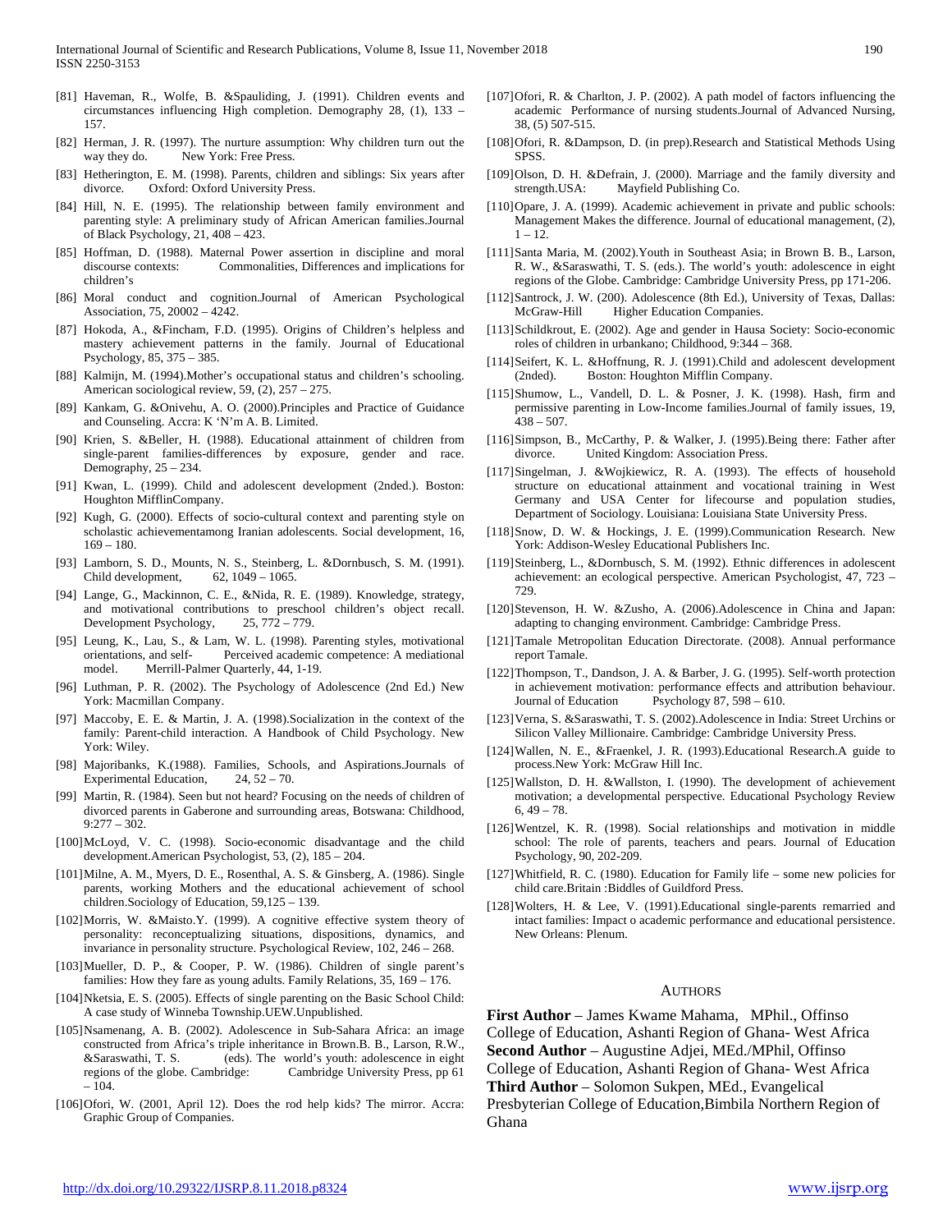[81] Haveman, R., Wolfe, B. &Spauliding, J. (1991). Children events and circumstances influencing High completion. Demography 28, (1), 133 – 157.

[82] Herman, J. R. (1997). The nurture assumption: Why children turn out the way they do. New York: Free Press.

[83] Hetherington, E. M. (1998). Parents, children and siblings: Six years after divorce. Oxford: Oxford University Press.

[84] Hill, N. E. (1995). The relationship between family environment and parenting style: A preliminary study of African American families.Journal of Black Psychology, 21, 408 – 423.

[85] Hoffman, D. (1988). Maternal Power assertion in discipline and moral discourse contexts: Commonalities, Differences and implications for children's

[86] Moral conduct and cognition.Journal of American Psychological Association, 75, 20002 – 4242.

[87] Hokoda, A., &Fincham, F.D. (1995). Origins of Children's helpless and mastery achievement patterns in the family. Journal of Educational Psychology, 85, 375 – 385.

[88] Kalmijn, M. (1994).Mother's occupational status and children's schooling. American sociological review, 59, (2), 257 – 275.

[89] Kankam, G. &Onivehu, A. O. (2000).Principles and Practice of Guidance and Counseling. Accra: K 'N'm A. B. Limited.

[90] Krien, S. &Beller, H. (1988). Educational attainment of children from single-parent families-differences by exposure, gender and race. Demography, 25 – 234.

[91] Kwan, L. (1999). Child and adolescent development (2nded.). Boston: Houghton MifflinCompany.

[92] Kugh, G. (2000). Effects of socio-cultural context and parenting style on scholastic achievementamong Iranian adolescents. Social development, 16, 169 – 180.

[93] Lamborn, S. D., Mounts, N. S., Steinberg, L. &Dornbusch, S. M. (1991). Child development, 62, 1049 – 1065.

[94] Lange, G., Mackinnon, C. E., &Nida, R. E. (1989). Knowledge, strategy, and motivational contributions to preschool children's object recall. Development Psychology, 25, 772 – 779.

[95] Leung, K., Lau, S., & Lam, W. L. (1998). Parenting styles, motivational orientations, and self- Perceived academic competence: A mediational model. Merrill-Palmer Quarterly, 44, 1-19.

[96] Luthman, P. R. (2002). The Psychology of Adolescence (2nd Ed.) New York: Macmillan Company.

[97] Maccoby, E. E. & Martin, J. A. (1998).Socialization in the context of the family: Parent-child interaction. A Handbook of Child Psychology. New York: Wiley.

[98] Majoribanks, K.(1988). Families, Schools, and Aspirations.Journals of Experimental Education, 24, 52 – 70.

[99] Martin, R. (1984). Seen but not heard? Focusing on the needs of children of divorced parents in Gaberone and surrounding areas, Botswana: Childhood, 9:277 – 302.

[100] McLoyd, V. C. (1998). Socio-economic disadvantage and the child development.American Psychologist, 53, (2), 185 – 204.

[101] Milne, A. M., Myers, D. E., Rosenthal, A. S. & Ginsberg, A. (1986). Single parents, working Mothers and the educational achievement of school children.Sociology of Education, 59,125 – 139.

[102] Morris, W. &Maisto.Y. (1999). A cognitive effective system theory of personality: reconceptualizing situations, dispositions, dynamics, and invariance in personality structure. Psychological Review, 102, 246 – 268.

[103] Mueller, D. P., & Cooper, P. W. (1986). Children of single parent's families: How they fare as young adults. Family Relations, 35, 169 – 176.

[104] Nketsia, E. S. (2005). Effects of single parenting on the Basic School Child: A case study of Winneba Township.UEW.Unpublished.

[105] Nsamenang, A. B. (2002). Adolescence in Sub-Sahara Africa: an image constructed from Africa's triple inheritance in Brown.B. B., Larson, R.W., &Saraswathi, T. S. (eds). The world's youth: adolescence in eight regions of the globe. Cambridge: Cambridge University Press, pp 61 – 104.

[106] Ofori, W. (2001, April 12). Does the rod help kids? The mirror. Accra: Graphic Group of Companies.

[107] Ofori, R. & Charlton, J. P. (2002). A path model of factors influencing the academic Performance of nursing students.Journal of Advanced Nursing, 38, (5) 507-515.

[108] Ofori, R. &Dampson, D. (in prep).Research and Statistical Methods Using SPSS.

[109] Olson, D. H. &Defrain, J. (2000). Marriage and the family diversity and strength.USA: Mayfield Publishing Co.

[110] Opare, J. A. (1999). Academic achievement in private and public schools: Management Makes the difference. Journal of educational management, (2), 1 – 12.

[111] Santa Maria, M. (2002).Youth in Southeast Asia; in Brown B. B., Larson, R. W., &Saraswathi, T. S. (eds.). The world's youth: adolescence in eight regions of the Globe. Cambridge: Cambridge University Press, pp 171-206.

[112] Santrock, J. W. (200). Adolescence (8th Ed.), University of Texas, Dallas: McGraw-Hill Higher Education Companies.

[113] Schildkrout, E. (2002). Age and gender in Hausa Society: Socio-economic roles of children in urbankano; Childhood, 9:344 – 368.

[114] Seifert, K. L. &Hoffnung, R. J. (1991).Child and adolescent development (2nded). Boston: Houghton Mifflin Company.

[115] Shumow, L., Vandell, D. L. & Posner, J. K. (1998). Hash, firm and permissive parenting in Low-Income families.Journal of family issues, 19, 438 – 507.

[116] Simpson, B., McCarthy, P. & Walker, J. (1995).Being there: Father after divorce. United Kingdom: Association Press.

[117] Singelman, J. &Wojkiewicz, R. A. (1993). The effects of household structure on educational attainment and vocational training in West Germany and USA Center for lifecourse and population studies, Department of Sociology. Louisiana: Louisiana State University Press.

[118] Snow, D. W. & Hockings, J. E. (1999).Communication Research. New York: Addison-Wesley Educational Publishers Inc.

[119] Steinberg, L., &Dornbusch, S. M. (1992). Ethnic differences in adolescent achievement: an ecological perspective. American Psychologist, 47, 723 – 729.

[120] Stevenson, H. W. &Zusho, A. (2006).Adolescence in China and Japan: adapting to changing environment. Cambridge: Cambridge Press.

[121] Tamale Metropolitan Education Directorate. (2008). Annual performance report Tamale.

[122] Thompson, T., Dandson, J. A. & Barber, J. G. (1995). Self-worth protection in achievement motivation: performance effects and attribution behaviour. Journal of Education Psychology 87, 598 – 610.

[123] Verna, S. &Saraswathi, T. S. (2002).Adolescence in India: Street Urchins or Silicon Valley Millionaire. Cambridge: Cambridge University Press.

[124] Wallen, N. E., &Fraenkel, J. R. (1993).Educational Research.A guide to process.New York: McGraw Hill Inc.

[125] Wallston, D. H. &Wallston, I. (1990). The development of achievement motivation; a developmental perspective. Educational Psychology Review 6, 49 – 78.

[126] Wentzel, K. R. (1998). Social relationships and motivation in middle school: The role of parents, teachers and pears. Journal of Education Psychology, 90, 202-209.

[127] Whitfield, R. C. (1980). Education for Family life – some new policies for child care.Britain :Biddles of Guildford Press.

[128] Wolters, H. & Lee, V. (1991).Educational single-parents remarried and intact families: Impact o academic performance and educational persistence. New Orleans: Plenum.

## AUTHORS

**First Author** – James Kwame Mahama, MPhil., Offinso College of Education, Ashanti Region of Ghana- West Africa

**Second Author** – Augustine Adjei, MEd./MPhil, Offinso College of Education, Ashanti Region of Ghana- West Africa

**Third Author** – Solomon Sukpen, MEd., Evangelical Presbyterian College of Education,Bimbila Northern Region of Ghana